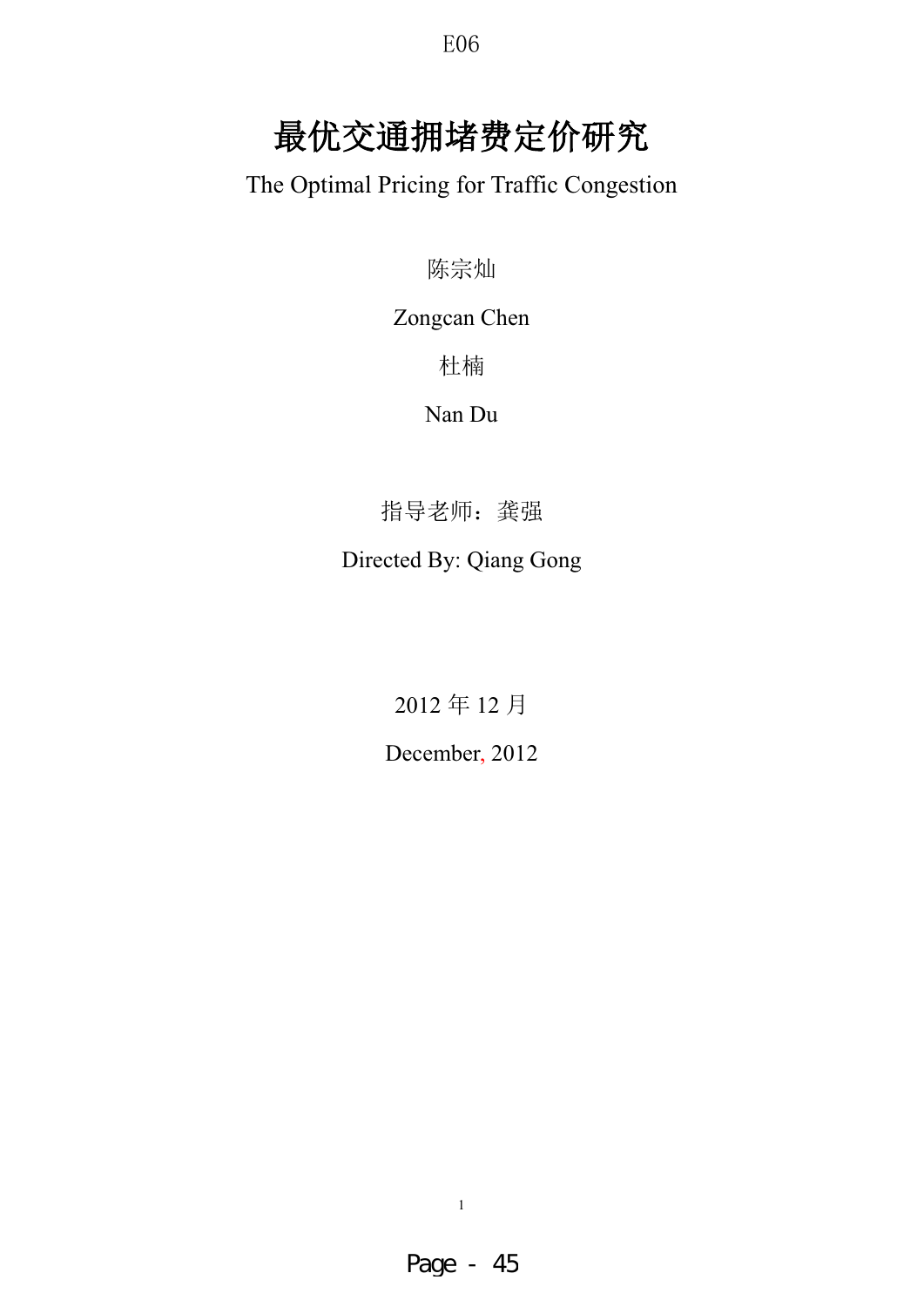E06

# 最优交通拥堵费定价研究

The Optimal Pricing for Traffic Congestion

陈宗灿

Zongcan Chen

杜楠

Nan Du

指导老师：龚强

Directed By: Qiang Gong

2012 年 12 月

December, 2012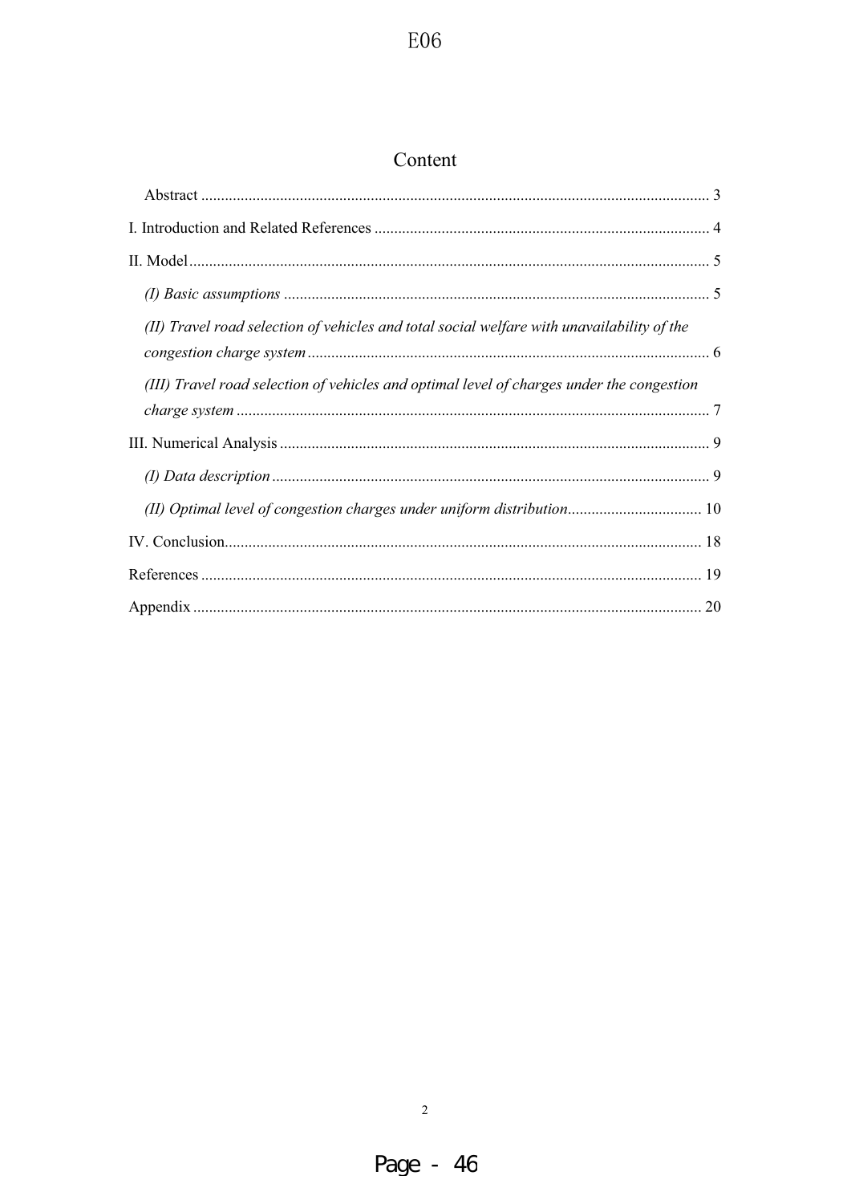# Content

Abstract ........ 3

I. Introduction and Related References ........ 4

II. Model ........ 5

*(I) Basic assumptions* ........ 5

*(II) Travel road selection of vehicles and total social welfare with unavailability of the congestion charge system* ........ 6

*(III) Travel road selection of vehicles and optimal level of charges under the congestion charge system* ........ 7

III. Numerical Analysis ........ 9

*(I) Data description* ........ 9

*(II) Optimal level of congestion charges under uniform distribution* ........ 10

IV. Conclusion ........ 18

References ........ 19

Appendix ........ 20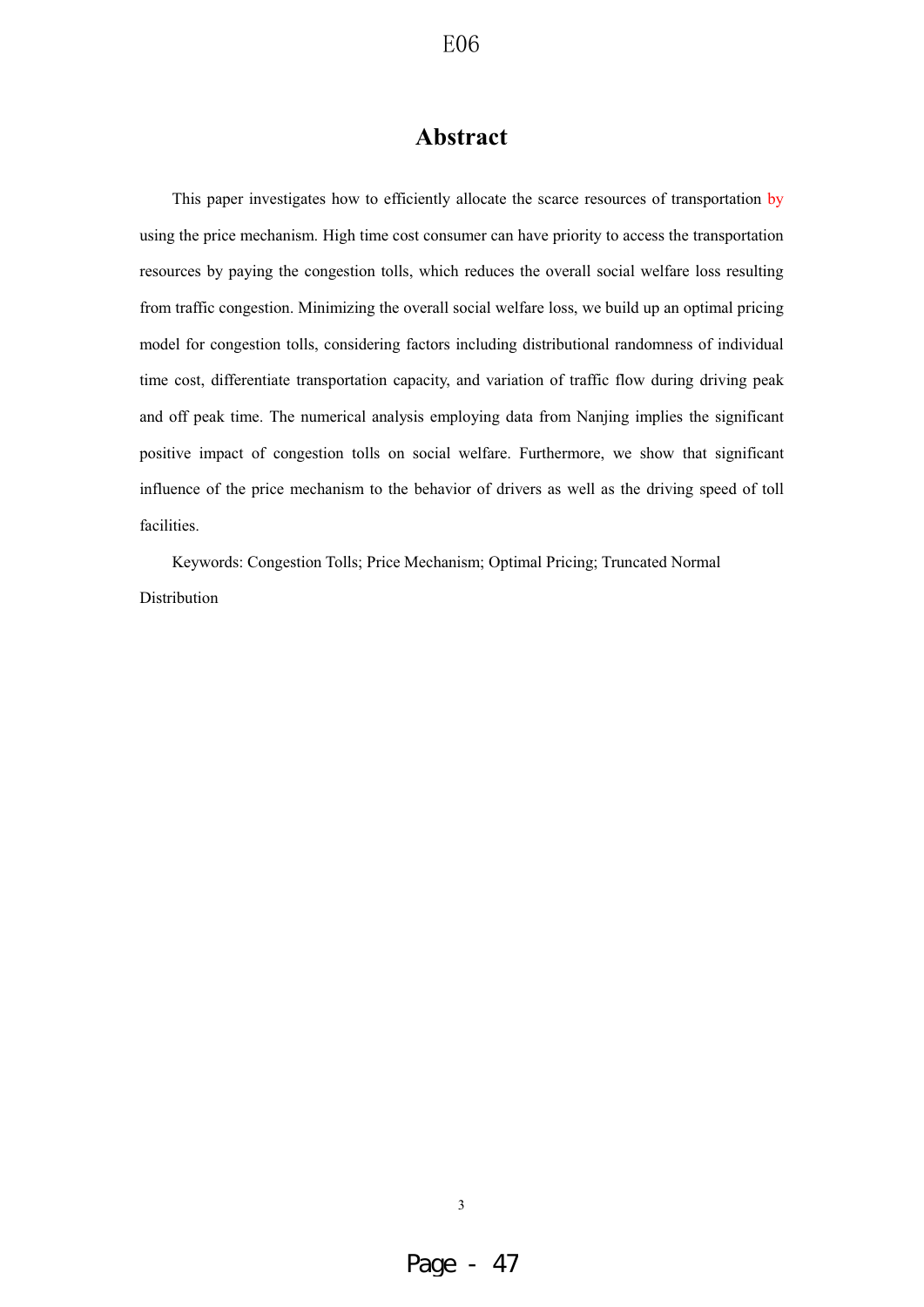# Abstract

This paper investigates how to efficiently allocate the scarce resources of transportation by using the price mechanism. High time cost consumer can have priority to access the transportation resources by paying the congestion tolls, which reduces the overall social welfare loss resulting from traffic congestion. Minimizing the overall social welfare loss, we build up an optimal pricing model for congestion tolls, considering factors including distributional randomness of individual time cost, differentiate transportation capacity, and variation of traffic flow during driving peak and off peak time. The numerical analysis employing data from Nanjing implies the significant positive impact of congestion tolls on social welfare. Furthermore, we show that significant influence of the price mechanism to the behavior of drivers as well as the driving speed of toll facilities.

Keywords: Congestion Tolls; Price Mechanism; Optimal Pricing; Truncated Normal Distribution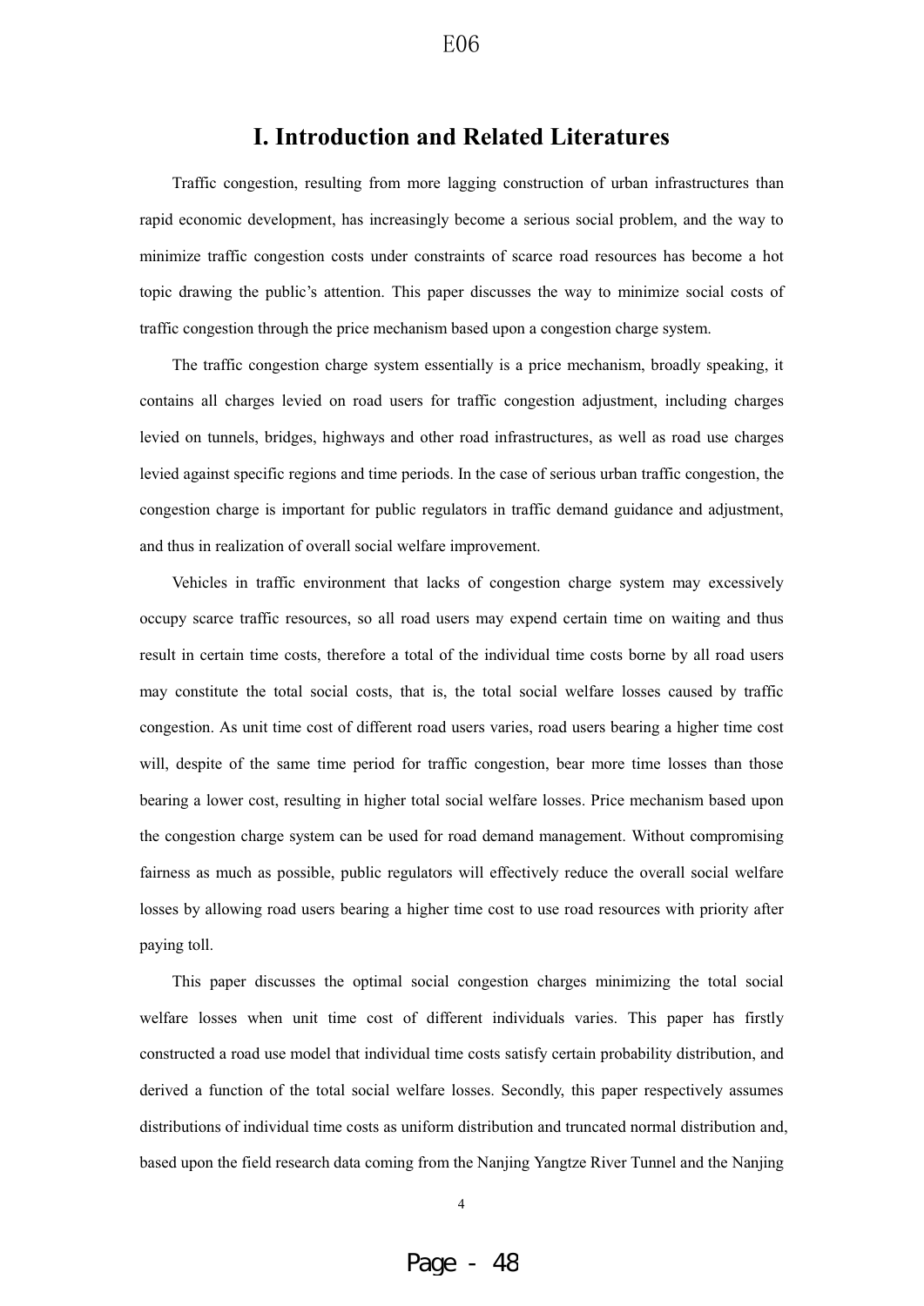# I. Introduction and Related Literatures

Traffic congestion, resulting from more lagging construction of urban infrastructures than rapid economic development, has increasingly become a serious social problem, and the way to minimize traffic congestion costs under constraints of scarce road resources has become a hot topic drawing the public's attention. This paper discusses the way to minimize social costs of traffic congestion through the price mechanism based upon a congestion charge system.

The traffic congestion charge system essentially is a price mechanism, broadly speaking, it contains all charges levied on road users for traffic congestion adjustment, including charges levied on tunnels, bridges, highways and other road infrastructures, as well as road use charges levied against specific regions and time periods. In the case of serious urban traffic congestion, the congestion charge is important for public regulators in traffic demand guidance and adjustment, and thus in realization of overall social welfare improvement.

Vehicles in traffic environment that lacks of congestion charge system may excessively occupy scarce traffic resources, so all road users may expend certain time on waiting and thus result in certain time costs, therefore a total of the individual time costs borne by all road users may constitute the total social costs, that is, the total social welfare losses caused by traffic congestion. As unit time cost of different road users varies, road users bearing a higher time cost will, despite of the same time period for traffic congestion, bear more time losses than those bearing a lower cost, resulting in higher total social welfare losses. Price mechanism based upon the congestion charge system can be used for road demand management. Without compromising fairness as much as possible, public regulators will effectively reduce the overall social welfare losses by allowing road users bearing a higher time cost to use road resources with priority after paying toll.

This paper discusses the optimal social congestion charges minimizing the total social welfare losses when unit time cost of different individuals varies. This paper has firstly constructed a road use model that individual time costs satisfy certain probability distribution, and derived a function of the total social welfare losses. Secondly, this paper respectively assumes distributions of individual time costs as uniform distribution and truncated normal distribution and, based upon the field research data coming from the Nanjing Yangtze River Tunnel and the Nanjing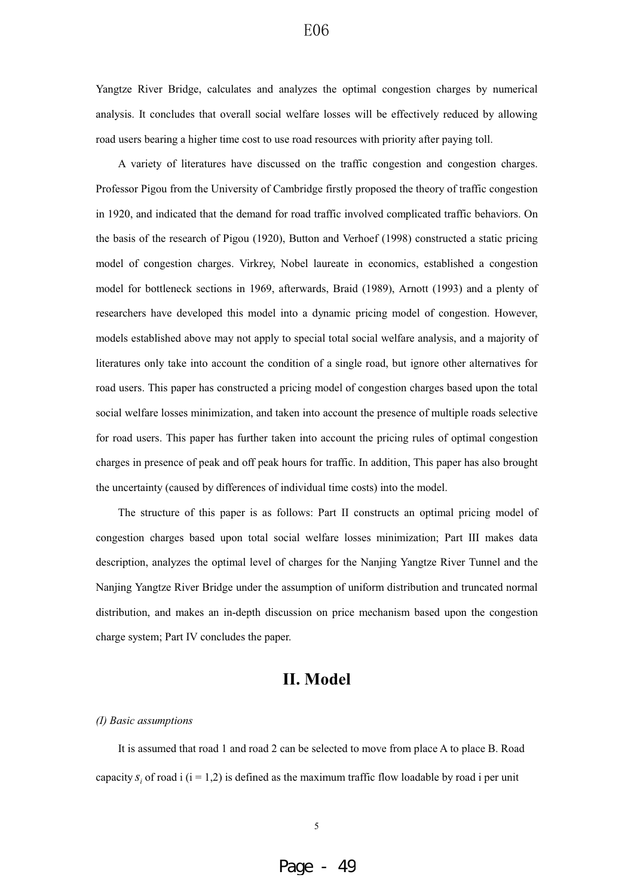Yangtze River Bridge, calculates and analyzes the optimal congestion charges by numerical analysis. It concludes that overall social welfare losses will be effectively reduced by allowing road users bearing a higher time cost to use road resources with priority after paying toll.

A variety of literatures have discussed on the traffic congestion and congestion charges. Professor Pigou from the University of Cambridge firstly proposed the theory of traffic congestion in 1920, and indicated that the demand for road traffic involved complicated traffic behaviors. On the basis of the research of Pigou (1920), Button and Verhoef (1998) constructed a static pricing model of congestion charges. Virkrey, Nobel laureate in economics, established a congestion model for bottleneck sections in 1969, afterwards, Braid (1989), Arnott (1993) and a plenty of researchers have developed this model into a dynamic pricing model of congestion. However, models established above may not apply to special total social welfare analysis, and a majority of literatures only take into account the condition of a single road, but ignore other alternatives for road users. This paper has constructed a pricing model of congestion charges based upon the total social welfare losses minimization, and taken into account the presence of multiple roads selective for road users. This paper has further taken into account the pricing rules of optimal congestion charges in presence of peak and off peak hours for traffic. In addition, This paper has also brought the uncertainty (caused by differences of individual time costs) into the model.

The structure of this paper is as follows: Part II constructs an optimal pricing model of congestion charges based upon total social welfare losses minimization; Part III makes data description, analyzes the optimal level of charges for the Nanjing Yangtze River Tunnel and the Nanjing Yangtze River Bridge under the assumption of uniform distribution and truncated normal distribution, and makes an in-depth discussion on price mechanism based upon the congestion charge system; Part IV concludes the paper.

## II. Model

*(I) Basic assumptions*

It is assumed that road 1 and road 2 can be selected to move from place A to place B. Road capacity $s_i$ of road i (i = 1,2) is defined as the maximum traffic flow loadable by road i per unit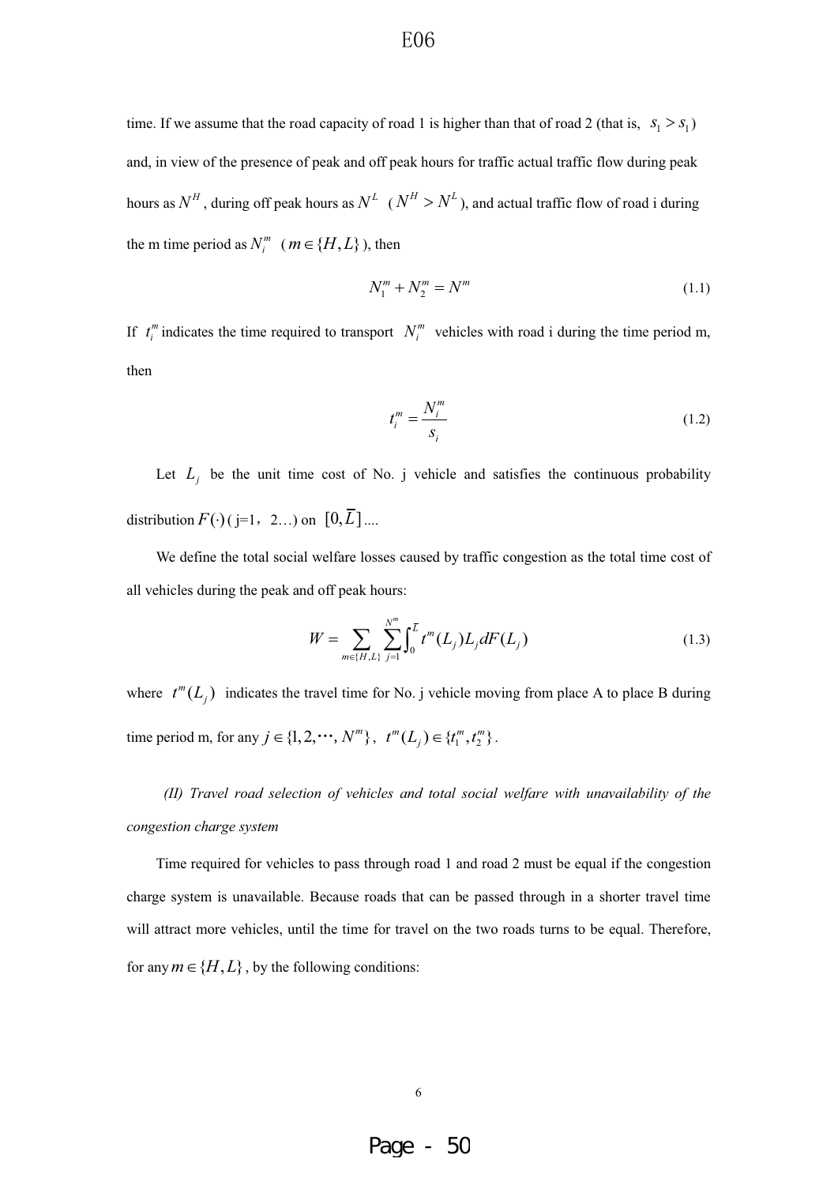time. If we assume that the road capacity of road 1 is higher than that of road 2 (that is, $s_1 > s_1$) and, in view of the presence of peak and off peak hours for traffic actual traffic flow during peak hours as $N^H$, during off peak hours as $N^L$ ($N^H > N^L$), and actual traffic flow of road i during the m time period as $N_i^m$ ($m \in \{H, L\}$), then

$$N_1^m + N_2^m = N^m \tag{1.1}$$

If $t_i^m$ indicates the time required to transport $N_i^m$ vehicles with road i during the time period m, then

$$t_i^m = \frac{N_i^m}{s_i} \tag{1.2}$$

Let $L_j$ be the unit time cost of No. j vehicle and satisfies the continuous probability distribution $F(\cdot)$ ( j=1, 2…) on $[0, \overline{L}]$....

We define the total social welfare losses caused by traffic congestion as the total time cost of all vehicles during the peak and off peak hours:

$$W = \sum_{m \in \{H,L\}} \sum_{j=1}^{N^m} \int_0^{\overline{L}} t^m(L_j) L_j dF(L_j) \tag{1.3}$$

where $t^m(L_j)$ indicates the travel time for No. j vehicle moving from place A to place B during time period m, for any $j \in \{1, 2, \cdots, N^m\}$, $t^m(L_j) \in \{t_1^m, t_2^m\}$.

*(II) Travel road selection of vehicles and total social welfare with unavailability of the congestion charge system*

Time required for vehicles to pass through road 1 and road 2 must be equal if the congestion charge system is unavailable. Because roads that can be passed through in a shorter travel time will attract more vehicles, until the time for travel on the two roads turns to be equal. Therefore, for any $m \in \{H, L\}$, by the following conditions: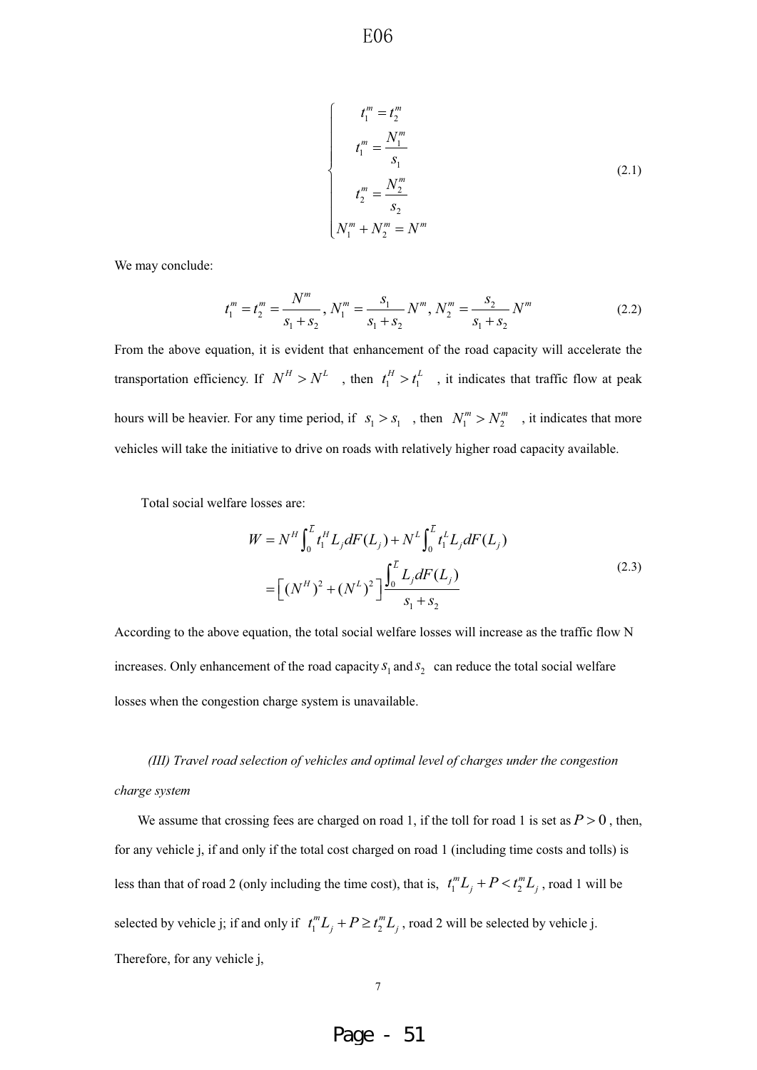$$
\begin{cases}
t_1^m = t_2^m \\
t_1^m = \dfrac{N_1^m}{s_1} \\
t_2^m = \dfrac{N_2^m}{s_2} \\
N_1^m + N_2^m = N^m
\end{cases}
\tag{2.1}
$$

We may conclude:

$$
t_1^m = t_2^m = \frac{N^m}{s_1 + s_2},\ N_1^m = \frac{s_1}{s_1 + s_2} N^m,\ N_2^m = \frac{s_2}{s_1 + s_2} N^m
\tag{2.2}
$$

From the above equation, it is evident that enhancement of the road capacity will accelerate the transportation efficiency. If $N^H > N^L$ , then $t_1^H > t_1^L$ , it indicates that traffic flow at peak hours will be heavier. For any time period, if $s_1 > s_1$ , then $N_1^m > N_2^m$ , it indicates that more vehicles will take the initiative to drive on roads with relatively higher road capacity available.

Total social welfare losses are:

$$
\begin{aligned}
W &= N^H \int_0^{\bar{L}} t_1^H L_j dF(L_j) + N^L \int_0^{\bar{L}} t_1^L L_j dF(L_j) \\
&= \left[ (N^H)^2 + (N^L)^2 \right] \frac{\int_0^{\bar{L}} L_j dF(L_j)}{s_1 + s_2}
\end{aligned}
\tag{2.3}
$$

According to the above equation, the total social welfare losses will increase as the traffic flow N increases. Only enhancement of the road capacity $s_1$ and $s_2$ can reduce the total social welfare losses when the congestion charge system is unavailable.

*(III) Travel road selection of vehicles and optimal level of charges under the congestion charge system*

We assume that crossing fees are charged on road 1, if the toll for road 1 is set as $P > 0$ , then, for any vehicle j, if and only if the total cost charged on road 1 (including time costs and tolls) is less than that of road 2 (only including the time cost), that is, $t_1^m L_j + P < t_2^m L_j$ , road 1 will be selected by vehicle j; if and only if $t_1^m L_j + P \geq t_2^m L_j$ , road 2 will be selected by vehicle j. Therefore, for any vehicle j,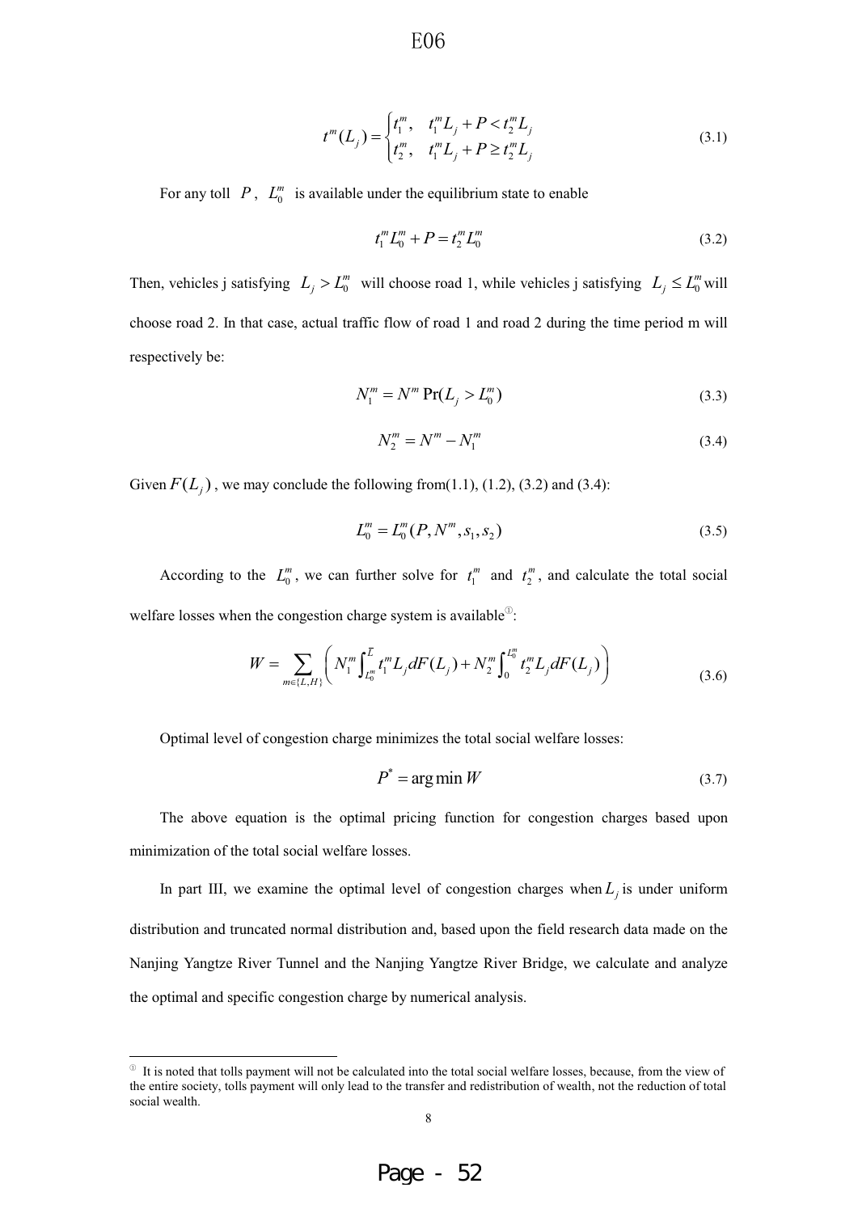$$t^m(L_j) = \begin{cases} t_1^m, & t_1^m L_j + P < t_2^m L_j \\ t_2^m, & t_1^m L_j + P \geq t_2^m L_j \end{cases} \tag{3.1}$$

For any toll $P$, $L_0^m$ is available under the equilibrium state to enable

$$t_1^m L_0^m + P = t_2^m L_0^m \tag{3.2}$$

Then, vehicles j satisfying $L_j > L_0^m$ will choose road 1, while vehicles j satisfying $L_j \leq L_0^m$ will choose road 2. In that case, actual traffic flow of road 1 and road 2 during the time period m will respectively be:

$$N_1^m = N^m \Pr(L_j > L_0^m) \tag{3.3}$$

$$N_2^m = N^m - N_1^m \tag{3.4}$$

Given $F(L_j)$, we may conclude the following from(1.1), (1.2), (3.2) and (3.4):

$$L_0^m = L_0^m(P, N^m, s_1, s_2) \tag{3.5}$$

According to the $L_0^m$, we can further solve for $t_1^m$ and $t_2^m$, and calculate the total social welfare losses when the congestion charge system is available[1]:

$$W = \sum_{m \in \{L,H\}} \left( N_1^m \int_{L_0^m}^{\bar{L}} t_1^m L_j dF(L_j) + N_2^m \int_0^{L_0^m} t_2^m L_j dF(L_j) \right) \tag{3.6}$$

Optimal level of congestion charge minimizes the total social welfare losses:

$$P^* = \arg\min W \tag{3.7}$$

The above equation is the optimal pricing function for congestion charges based upon minimization of the total social welfare losses.

In part III, we examine the optimal level of congestion charges when $L_j$ is under uniform distribution and truncated normal distribution and, based upon the field research data made on the Nanjing Yangtze River Tunnel and the Nanjing Yangtze River Bridge, we calculate and analyze the optimal and specific congestion charge by numerical analysis.

---

[1] It is noted that tolls payment will not be calculated into the total social welfare losses, because, from the view of the entire society, tolls payment will only lead to the transfer and redistribution of wealth, not the reduction of total social wealth.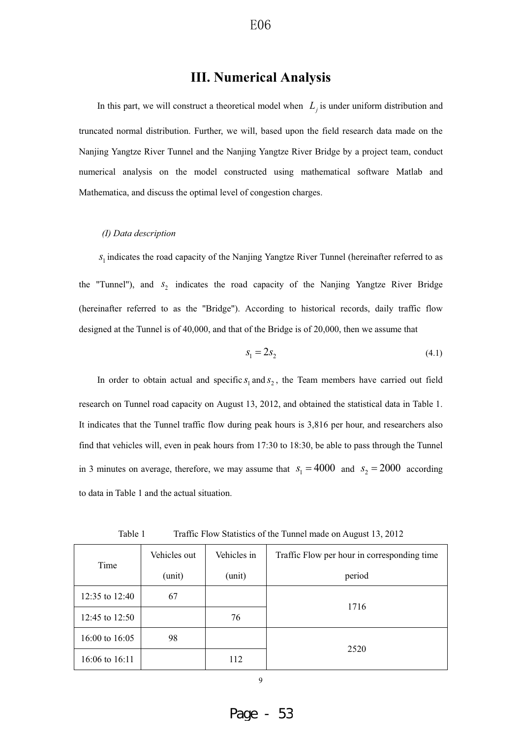# III. Numerical Analysis

In this part, we will construct a theoretical model when $L_j$ is under uniform distribution and truncated normal distribution. Further, we will, based upon the field research data made on the Nanjing Yangtze River Tunnel and the Nanjing Yangtze River Bridge by a project team, conduct numerical analysis on the model constructed using mathematical software Matlab and Mathematica, and discuss the optimal level of congestion charges.

*(I) Data description*

$s_1$ indicates the road capacity of the Nanjing Yangtze River Tunnel (hereinafter referred to as the "Tunnel"), and $s_2$ indicates the road capacity of the Nanjing Yangtze River Bridge (hereinafter referred to as the "Bridge"). According to historical records, daily traffic flow designed at the Tunnel is of 40,000, and that of the Bridge is of 20,000, then we assume that

$$s_1 = 2s_2 \tag{4.1}$$

In order to obtain actual and specific $s_1$ and $s_2$, the Team members have carried out field research on Tunnel road capacity on August 13, 2012, and obtained the statistical data in Table 1. It indicates that the Tunnel traffic flow during peak hours is 3,816 per hour, and researchers also find that vehicles will, even in peak hours from 17:30 to 18:30, be able to pass through the Tunnel in 3 minutes on average, therefore, we may assume that $s_1 = 4000$ and $s_2 = 2000$ according to data in Table 1 and the actual situation.

Table 1 Traffic Flow Statistics of the Tunnel made on August 13, 2012

| Time | Vehicles out (unit) | Vehicles in (unit) | Traffic Flow per hour in corresponding time period |
|---|---|---|---|
| 12:35 to 12:40 | 67 | | 1716 |
| 12:45 to 12:50 | | 76 | |
| 16:00 to 16:05 | 98 | | 2520 |
| 16:06 to 16:11 | | 112 | |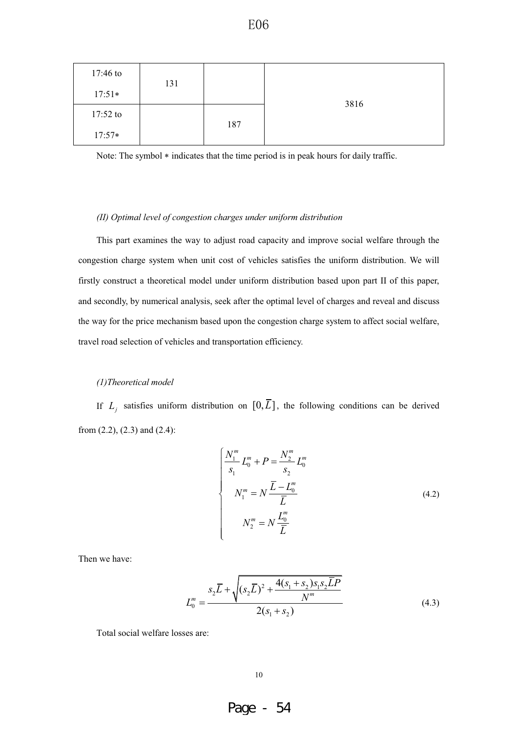| | | | |
|---|---|---|---|
| 17:46 to 17:51∗ | 131 | | 3816 |
| 17:52 to 17:57∗ | | 187 | |

Note: The symbol ∗ indicates that the time period is in peak hours for daily traffic.

*(II) Optimal level of congestion charges under uniform distribution*

This part examines the way to adjust road capacity and improve social welfare through the congestion charge system when unit cost of vehicles satisfies the uniform distribution. We will firstly construct a theoretical model under uniform distribution based upon part II of this paper, and secondly, by numerical analysis, seek after the optimal level of charges and reveal and discuss the way for the price mechanism based upon the congestion charge system to affect social welfare, travel road selection of vehicles and transportation efficiency.

*(1)Theoretical model*

If $L_j$ satisfies uniform distribution on $[0, \overline{L}]$, the following conditions can be derived from (2.2), (2.3) and (2.4):

$$\begin{cases} \dfrac{N_1^m}{s_1} L_0^m + P = \dfrac{N_2^m}{s_2} L_0^m \\ N_1^m = N \dfrac{\overline{L} - L_0^m}{\overline{L}} \\ N_2^m = N \dfrac{L_0^m}{\overline{L}} \end{cases} \tag{4.2}$$

Then we have:

$$L_0^m = \frac{s_2 \overline{L} + \sqrt{(s_2 \overline{L})^2 + \dfrac{4(s_1 + s_2) s_1 s_2 \overline{L} P}{N^m}}}{2(s_1 + s_2)} \tag{4.3}$$

Total social welfare losses are: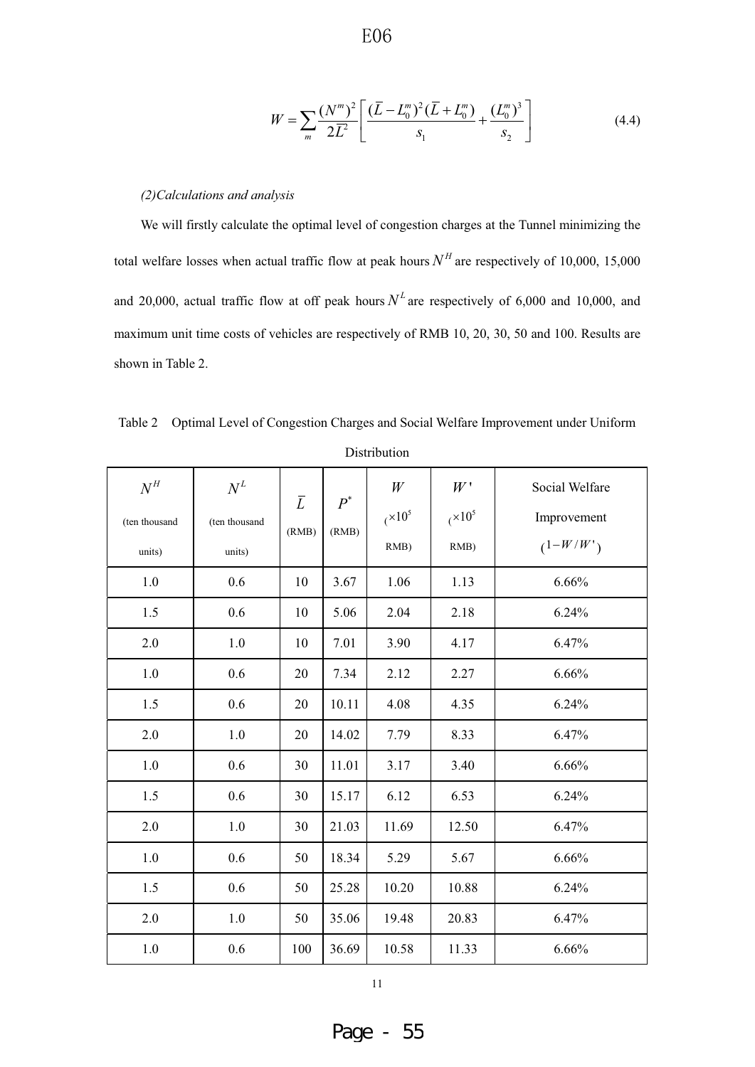$$W = \sum_{m} \frac{(N^m)^2}{2\overline{L}^2} \left[ \frac{(\overline{L} - L_0^m)^2 (\overline{L} + L_0^m)}{s_1} + \frac{(L_0^m)^3}{s_2} \right] \tag{4.4}$$

*(2)Calculations and analysis*

We will firstly calculate the optimal level of congestion charges at the Tunnel minimizing the total welfare losses when actual traffic flow at peak hours $N^H$ are respectively of 10,000, 15,000 and 20,000, actual traffic flow at off peak hours $N^L$ are respectively of 6,000 and 10,000, and maximum unit time costs of vehicles are respectively of RMB 10, 20, 30, 50 and 100. Results are shown in Table 2.

Table 2 Optimal Level of Congestion Charges and Social Welfare Improvement under Uniform Distribution

| $N^H$ (ten thousand units) | $N^L$ (ten thousand units) | $\overline{L}$ (RMB) | $P^*$ (RMB) | $W$ ($\times 10^5$ RMB) | $W'$ ($\times 10^5$ RMB) | Social Welfare Improvement ($1-W/W'$) |
|---|---|---|---|---|---|---|
| 1.0 | 0.6 | 10 | 3.67 | 1.06 | 1.13 | 6.66% |
| 1.5 | 0.6 | 10 | 5.06 | 2.04 | 2.18 | 6.24% |
| 2.0 | 1.0 | 10 | 7.01 | 3.90 | 4.17 | 6.47% |
| 1.0 | 0.6 | 20 | 7.34 | 2.12 | 2.27 | 6.66% |
| 1.5 | 0.6 | 20 | 10.11 | 4.08 | 4.35 | 6.24% |
| 2.0 | 1.0 | 20 | 14.02 | 7.79 | 8.33 | 6.47% |
| 1.0 | 0.6 | 30 | 11.01 | 3.17 | 3.40 | 6.66% |
| 1.5 | 0.6 | 30 | 15.17 | 6.12 | 6.53 | 6.24% |
| 2.0 | 1.0 | 30 | 21.03 | 11.69 | 12.50 | 6.47% |
| 1.0 | 0.6 | 50 | 18.34 | 5.29 | 5.67 | 6.66% |
| 1.5 | 0.6 | 50 | 25.28 | 10.20 | 10.88 | 6.24% |
| 2.0 | 1.0 | 50 | 35.06 | 19.48 | 20.83 | 6.47% |
| 1.0 | 0.6 | 100 | 36.69 | 10.58 | 11.33 | 6.66% |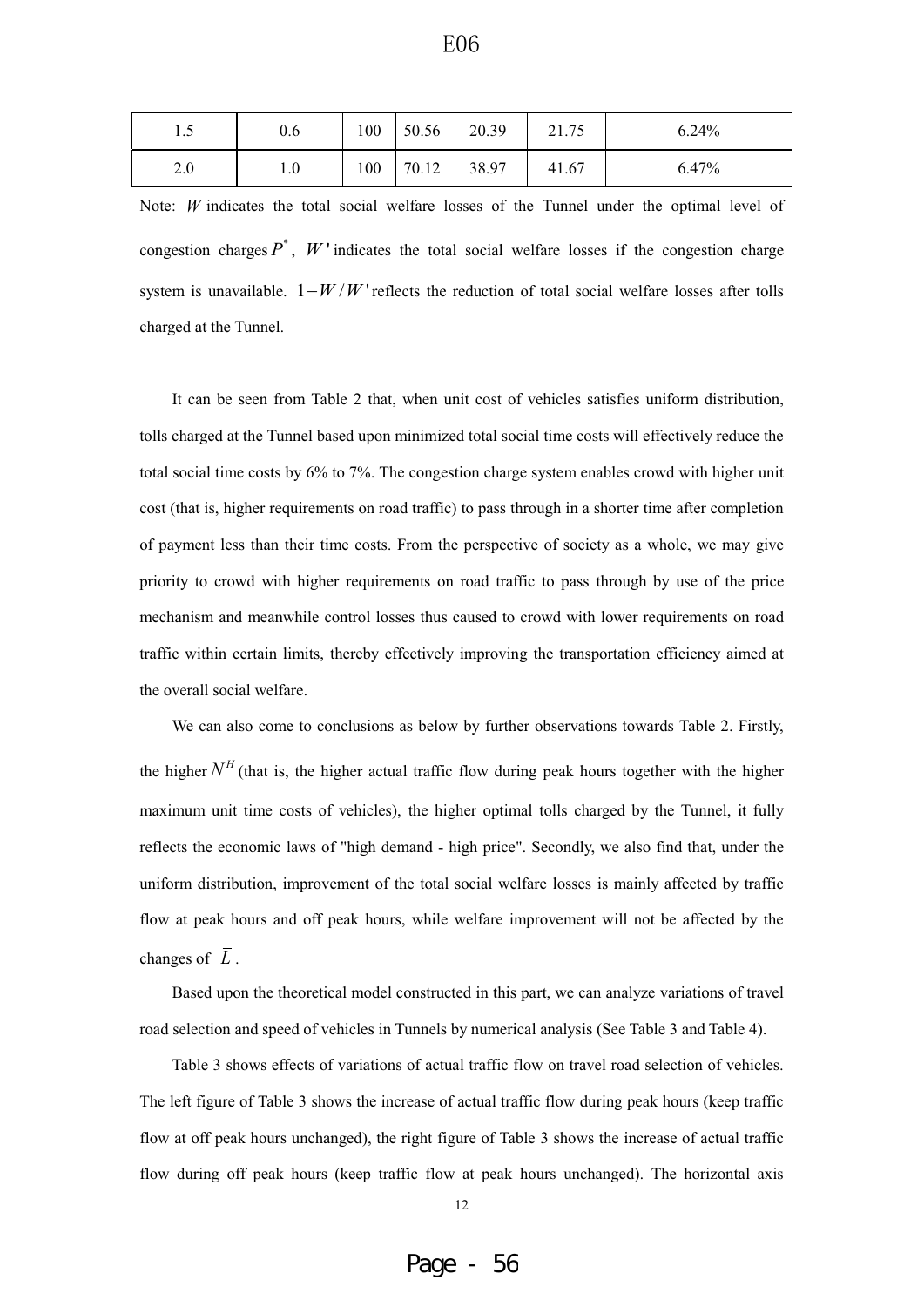| 1.5 | 0.6 | 100 | 50.56 | 20.39 | 21.75 | 6.24% |
|---|---|---|---|---|---|---|
| 2.0 | 1.0 | 100 | 70.12 | 38.97 | 41.67 | 6.47% |

Note: $W$ indicates the total social welfare losses of the Tunnel under the optimal level of congestion charges $P^*$, $W'$ indicates the total social welfare losses if the congestion charge system is unavailable. $1-W/W'$ reflects the reduction of total social welfare losses after tolls charged at the Tunnel.

It can be seen from Table 2 that, when unit cost of vehicles satisfies uniform distribution, tolls charged at the Tunnel based upon minimized total social time costs will effectively reduce the total social time costs by 6% to 7%. The congestion charge system enables crowd with higher unit cost (that is, higher requirements on road traffic) to pass through in a shorter time after completion of payment less than their time costs. From the perspective of society as a whole, we may give priority to crowd with higher requirements on road traffic to pass through by use of the price mechanism and meanwhile control losses thus caused to crowd with lower requirements on road traffic within certain limits, thereby effectively improving the transportation efficiency aimed at the overall social welfare.

We can also come to conclusions as below by further observations towards Table 2. Firstly, the higher $N^H$ (that is, the higher actual traffic flow during peak hours together with the higher maximum unit time costs of vehicles), the higher optimal tolls charged by the Tunnel, it fully reflects the economic laws of "high demand - high price". Secondly, we also find that, under the uniform distribution, improvement of the total social welfare losses is mainly affected by traffic flow at peak hours and off peak hours, while welfare improvement will not be affected by the changes of $\overline{L}$.

Based upon the theoretical model constructed in this part, we can analyze variations of travel road selection and speed of vehicles in Tunnels by numerical analysis (See Table 3 and Table 4).

Table 3 shows effects of variations of actual traffic flow on travel road selection of vehicles. The left figure of Table 3 shows the increase of actual traffic flow during peak hours (keep traffic flow at off peak hours unchanged), the right figure of Table 3 shows the increase of actual traffic flow during off peak hours (keep traffic flow at peak hours unchanged). The horizontal axis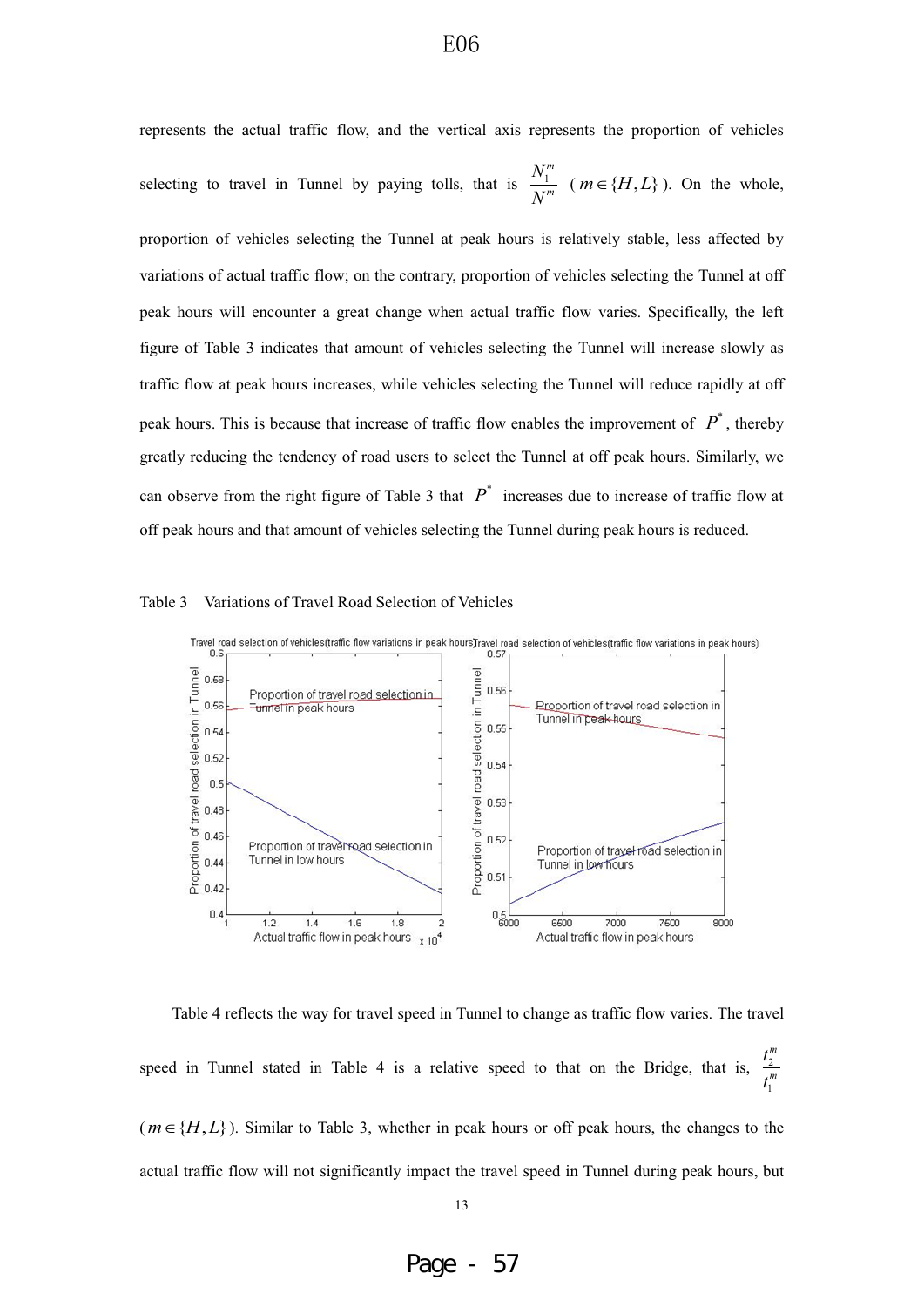represents the actual traffic flow, and the vertical axis represents the proportion of vehicles selecting to travel in Tunnel by paying tolls, that is $\frac{N_1^m}{N^m}$ ( $m \in \{H, L\}$ ). On the whole, proportion of vehicles selecting the Tunnel at peak hours is relatively stable, less affected by variations of actual traffic flow; on the contrary, proportion of vehicles selecting the Tunnel at off peak hours will encounter a great change when actual traffic flow varies. Specifically, the left figure of Table 3 indicates that amount of vehicles selecting the Tunnel will increase slowly as traffic flow at peak hours increases, while vehicles selecting the Tunnel will reduce rapidly at off peak hours. This is because that increase of traffic flow enables the improvement of $P^*$, thereby greatly reducing the tendency of road users to select the Tunnel at off peak hours. Similarly, we can observe from the right figure of Table 3 that $P^*$ increases due to increase of traffic flow at off peak hours and that amount of vehicles selecting the Tunnel during peak hours is reduced.

Table 3 Variations of Travel Road Selection of Vehicles

Table 4 reflects the way for travel speed in Tunnel to change as traffic flow varies. The travel speed in Tunnel stated in Table 4 is a relative speed to that on the Bridge, that is, $\frac{t_2^m}{t_1^m}$ ( $m \in \{H, L\}$ ). Similar to Table 3, whether in peak hours or off peak hours, the changes to the actual traffic flow will not significantly impact the travel speed in Tunnel during peak hours, but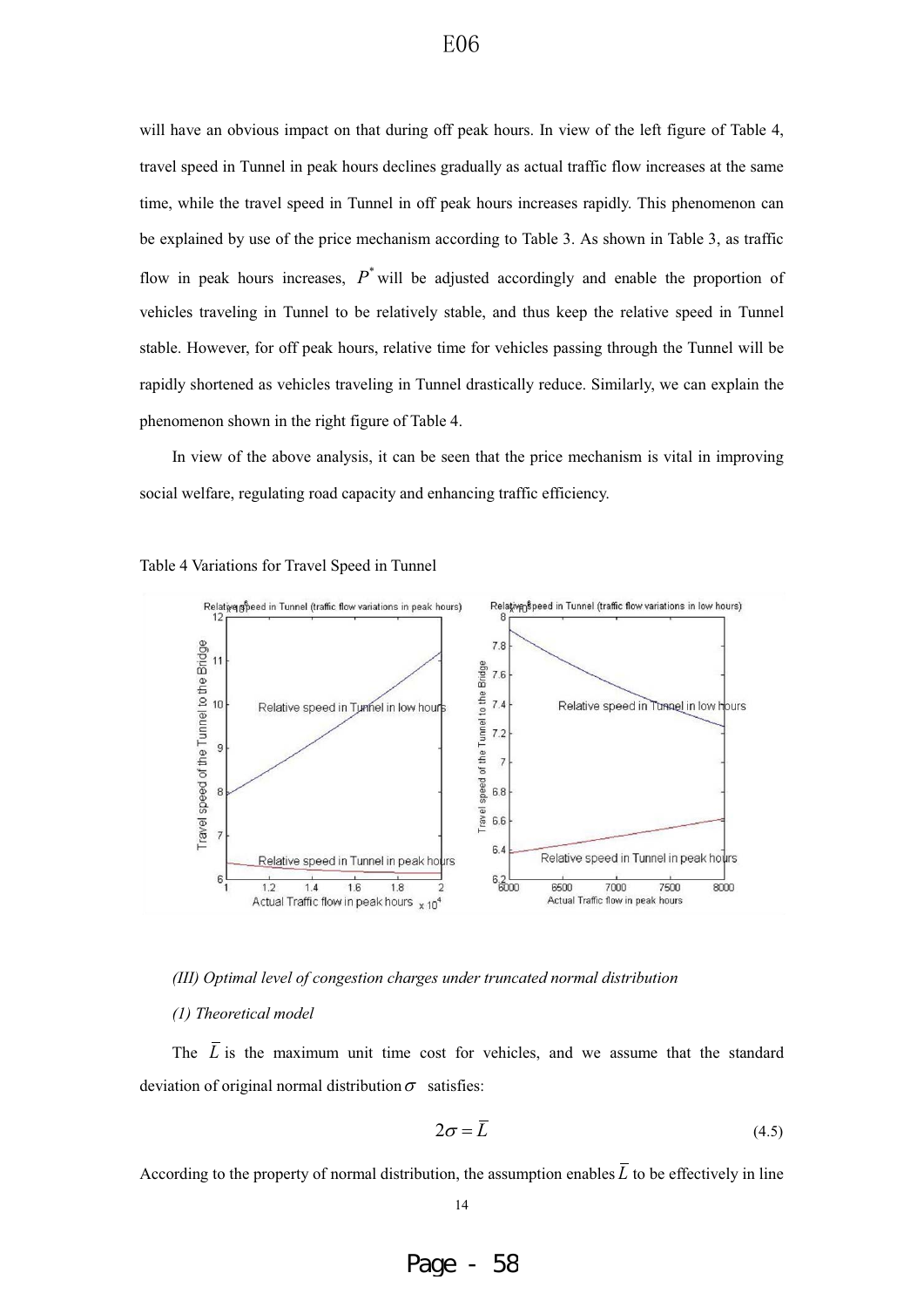will have an obvious impact on that during off peak hours. In view of the left figure of Table 4, travel speed in Tunnel in peak hours declines gradually as actual traffic flow increases at the same time, while the travel speed in Tunnel in off peak hours increases rapidly. This phenomenon can be explained by use of the price mechanism according to Table 3. As shown in Table 3, as traffic flow in peak hours increases, $P^*$ will be adjusted accordingly and enable the proportion of vehicles traveling in Tunnel to be relatively stable, and thus keep the relative speed in Tunnel stable. However, for off peak hours, relative time for vehicles passing through the Tunnel will be rapidly shortened as vehicles traveling in Tunnel drastically reduce. Similarly, we can explain the phenomenon shown in the right figure of Table 4.

In view of the above analysis, it can be seen that the price mechanism is vital in improving social welfare, regulating road capacity and enhancing traffic efficiency.

Table 4 Variations for Travel Speed in Tunnel

*(III) Optimal level of congestion charges under truncated normal distribution*

*(1) Theoretical model*

The $\overline{L}$ is the maximum unit time cost for vehicles, and we assume that the standard deviation of original normal distribution $\sigma$ satisfies:

$$2\sigma = \overline{L} \tag{4.5}$$

According to the property of normal distribution, the assumption enables $\overline{L}$ to be effectively in line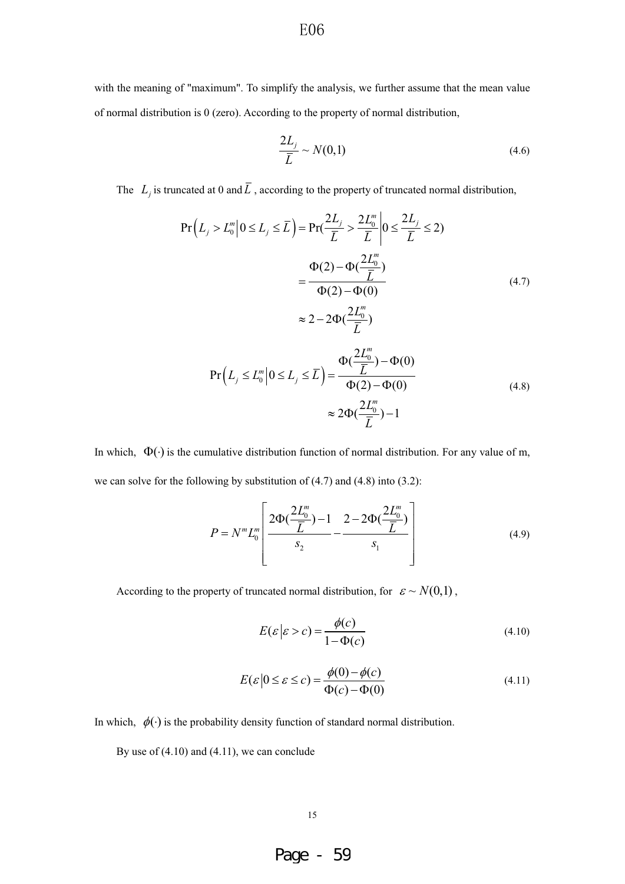with the meaning of "maximum". To simplify the analysis, we further assume that the mean value of normal distribution is 0 (zero). According to the property of normal distribution,

$$\frac{2L_j}{\overline{L}} \sim N(0,1) \tag{4.6}$$

The $L_j$ is truncated at 0 and $\overline{L}$ , according to the property of truncated normal distribution,

$$\begin{aligned}
\Pr\left(L_j > L_0^m \middle| 0 \le L_j \le \overline{L}\right) &= \Pr\left(\frac{2L_j}{\overline{L}} > \frac{2L_0^m}{\overline{L}} \middle| 0 \le \frac{2L_j}{\overline{L}} \le 2\right) \\
&= \frac{\Phi(2) - \Phi(\frac{2L_0^m}{\overline{L}})}{\Phi(2) - \Phi(0)} \\
&\approx 2 - 2\Phi(\frac{2L_0^m}{\overline{L}})
\end{aligned} \tag{4.7}$$

$$\begin{aligned}
\Pr\left(L_j \le L_0^m \middle| 0 \le L_j \le \overline{L}\right) &= \frac{\Phi(\frac{2L_0^m}{\overline{L}}) - \Phi(0)}{\Phi(2) - \Phi(0)} \\
&\approx 2\Phi(\frac{2L_0^m}{\overline{L}}) - 1
\end{aligned} \tag{4.8}$$

In which, $\Phi(\cdot)$ is the cumulative distribution function of normal distribution. For any value of m, we can solve for the following by substitution of (4.7) and (4.8) into (3.2):

$$P = N^m L_0^m \left[ \frac{2\Phi(\frac{2L_0^m}{\overline{L}}) - 1}{s_2} - \frac{2 - 2\Phi(\frac{2L_0^m}{\overline{L}})}{s_1} \right] \tag{4.9}$$

According to the property of truncated normal distribution, for $\varepsilon \sim N(0,1)$ ,

$$E(\varepsilon \,|\, \varepsilon > c) = \frac{\phi(c)}{1 - \Phi(c)} \tag{4.10}$$

$$E(\varepsilon \,|\, 0 \le \varepsilon \le c) = \frac{\phi(0) - \phi(c)}{\Phi(c) - \Phi(0)} \tag{4.11}$$

In which, $\phi(\cdot)$ is the probability density function of standard normal distribution.

By use of (4.10) and (4.11), we can conclude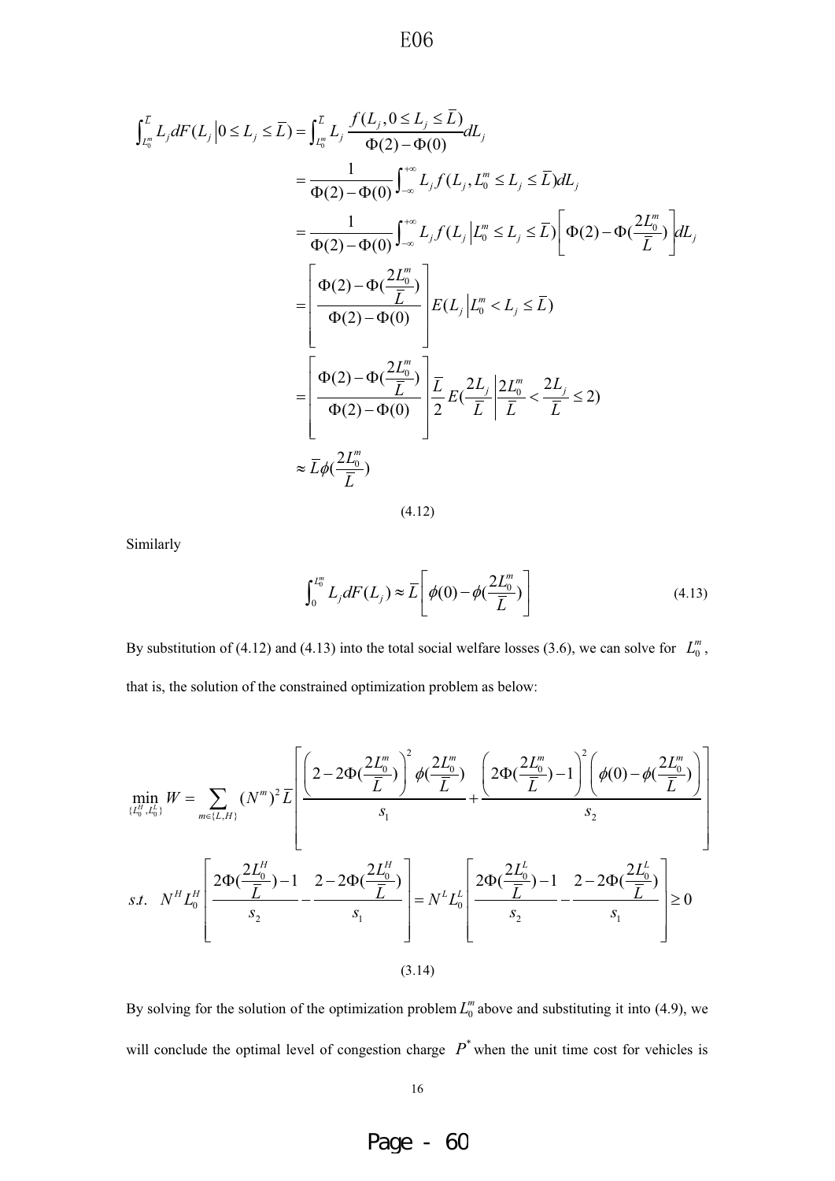$$
\begin{aligned}
\int_{L_0^m}^{\bar{L}} L_j dF(L_j \left| 0 \le L_j \le \bar{L} \right.) &= \int_{L_0^m}^{\bar{L}} L_j \frac{f(L_j, 0 \le L_j \le \bar{L})}{\Phi(2) - \Phi(0)} dL_j \\
&= \frac{1}{\Phi(2) - \Phi(0)} \int_{-\infty}^{+\infty} L_j f(L_j, L_0^m \le L_j \le \bar{L}) dL_j \\
&= \frac{1}{\Phi(2) - \Phi(0)} \int_{-\infty}^{+\infty} L_j f(L_j \left| L_0^m \le L_j \le \bar{L} \right.) \left[ \Phi(2) - \Phi(\frac{2L_0^m}{\bar{L}}) \right] dL_j \\
&= \left[ \frac{\Phi(2) - \Phi(\frac{2L_0^m}{\bar{L}})}{\Phi(2) - \Phi(0)} \right] E(L_j \left| L_0^m < L_j \le \bar{L} \right.) \\
&= \left[ \frac{\Phi(2) - \Phi(\frac{2L_0^m}{\bar{L}})}{\Phi(2) - \Phi(0)} \right] \frac{\bar{L}}{2} E(\frac{2L_j}{\bar{L}} \left| \frac{2L_0^m}{\bar{L}} < \frac{2L_j}{\bar{L}} \le 2 \right.) \\
&\approx \bar{L} \phi(\frac{2L_0^m}{\bar{L}})
\end{aligned}
$$

(4.12)

Similarly

$$
\int_0^{L_0^m} L_j dF(L_j) \approx \bar{L} \left[ \phi(0) - \phi(\frac{2L_0^m}{\bar{L}}) \right] \tag{4.13}
$$

By substitution of (4.12) and (4.13) into the total social welfare losses (3.6), we can solve for $L_0^m$, that is, the solution of the constrained optimization problem as below:

$$
\min_{\{L_0^H, L_0^L\}} W = \sum_{m \in \{L,H\}} (N^m)^2 \bar{L} \left[ \frac{\left(2 - 2\Phi(\frac{2L_0^m}{\bar{L}})\right)^2 \phi(\frac{2L_0^m}{\bar{L}})}{s_1} + \frac{\left(2\Phi(\frac{2L_0^m}{\bar{L}}) - 1\right)^2 \left(\phi(0) - \phi(\frac{2L_0^m}{\bar{L}})\right)}{s_2} \right]
$$

$$
s.t. \quad N^H L_0^H \left[ \frac{2\Phi(\frac{2L_0^H}{\bar{L}}) - 1}{s_2} - \frac{2 - 2\Phi(\frac{2L_0^H}{\bar{L}})}{s_1} \right] = N^L L_0^L \left[ \frac{2\Phi(\frac{2L_0^L}{\bar{L}}) - 1}{s_2} - \frac{2 - 2\Phi(\frac{2L_0^L}{\bar{L}})}{s_1} \right] \ge 0
$$

(3.14)

By solving for the solution of the optimization problem $L_0^m$ above and substituting it into (4.9), we will conclude the optimal level of congestion charge $P^*$ when the unit time cost for vehicles is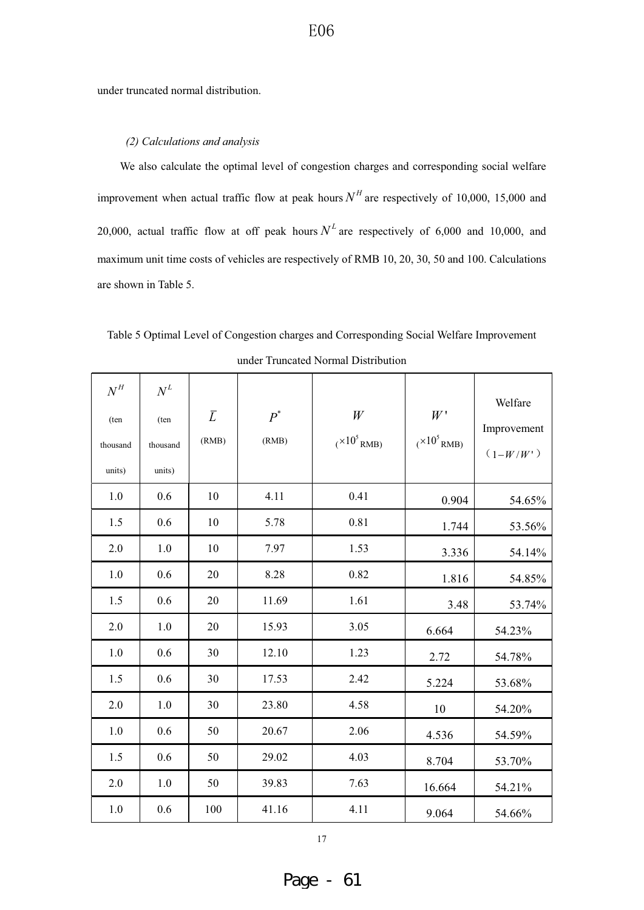under truncated normal distribution.

*(2) Calculations and analysis*

We also calculate the optimal level of congestion charges and corresponding social welfare improvement when actual traffic flow at peak hours $N^H$ are respectively of 10,000, 15,000 and 20,000, actual traffic flow at off peak hours $N^L$ are respectively of 6,000 and 10,000, and maximum unit time costs of vehicles are respectively of RMB 10, 20, 30, 50 and 100. Calculations are shown in Table 5.

Table 5 Optimal Level of Congestion charges and Corresponding Social Welfare Improvement under Truncated Normal Distribution

| $N^H$ (ten thousand units) | $N^L$ (ten thousand units) | $\bar{L}$ (RMB) | $P^*$ (RMB) | $W$ ($\times 10^5$ RMB) | $W'$ ($\times 10^5$ RMB) | Welfare Improvement ($1-W/W'$) |
|---|---|---|---|---|---|---|
| 1.0 | 0.6 | 10 | 4.11 | 0.41 | 0.904 | 54.65% |
| 1.5 | 0.6 | 10 | 5.78 | 0.81 | 1.744 | 53.56% |
| 2.0 | 1.0 | 10 | 7.97 | 1.53 | 3.336 | 54.14% |
| 1.0 | 0.6 | 20 | 8.28 | 0.82 | 1.816 | 54.85% |
| 1.5 | 0.6 | 20 | 11.69 | 1.61 | 3.48 | 53.74% |
| 2.0 | 1.0 | 20 | 15.93 | 3.05 | 6.664 | 54.23% |
| 1.0 | 0.6 | 30 | 12.10 | 1.23 | 2.72 | 54.78% |
| 1.5 | 0.6 | 30 | 17.53 | 2.42 | 5.224 | 53.68% |
| 2.0 | 1.0 | 30 | 23.80 | 4.58 | 10 | 54.20% |
| 1.0 | 0.6 | 50 | 20.67 | 2.06 | 4.536 | 54.59% |
| 1.5 | 0.6 | 50 | 29.02 | 4.03 | 8.704 | 53.70% |
| 2.0 | 1.0 | 50 | 39.83 | 7.63 | 16.664 | 54.21% |
| 1.0 | 0.6 | 100 | 41.16 | 4.11 | 9.064 | 54.66% |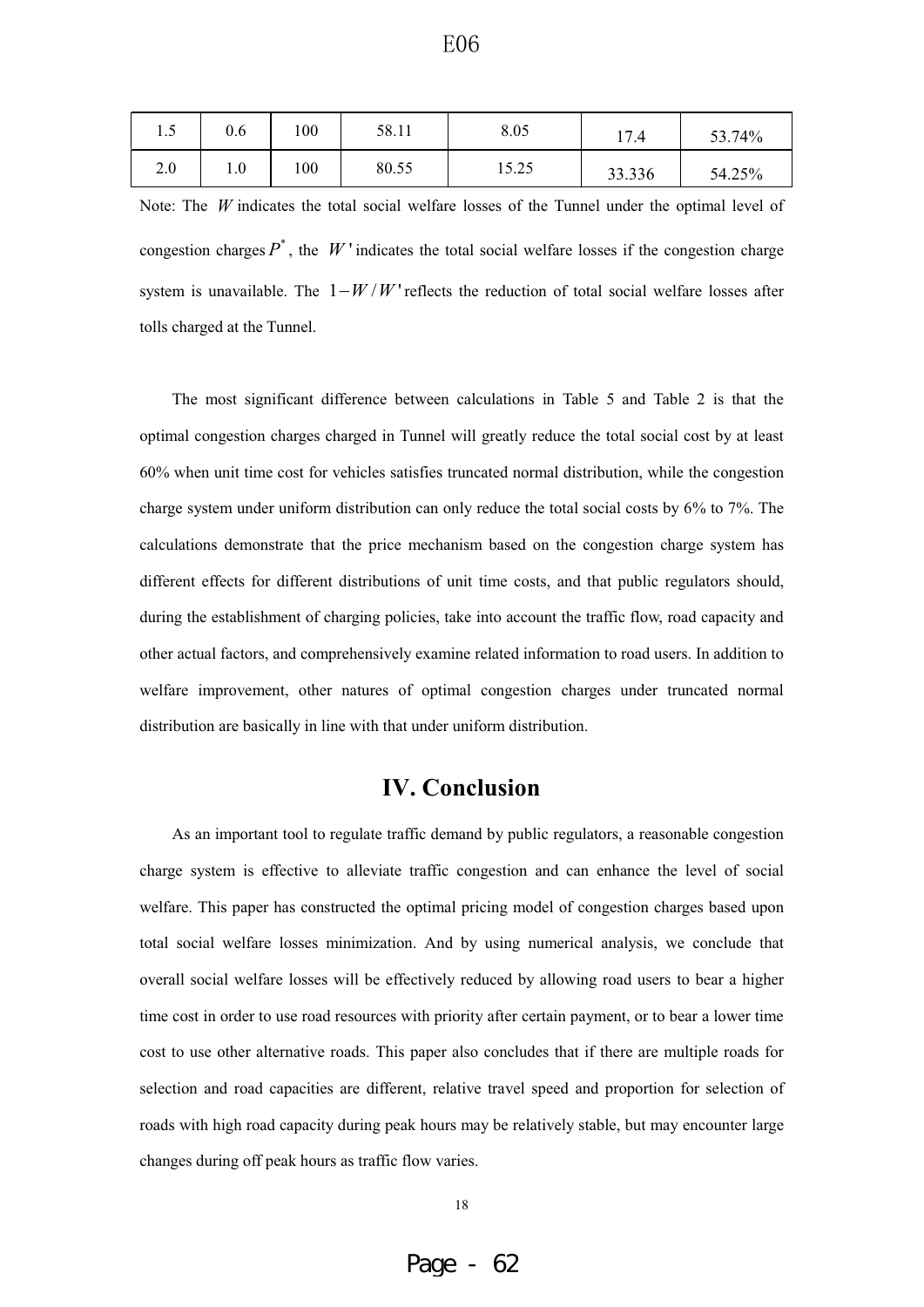| 1.5 | 0.6 | 100 | 58.11 | 8.05 | 17.4 | 53.74% |
|---|---|---|---|---|---|---|
| 2.0 | 1.0 | 100 | 80.55 | 15.25 | 33.336 | 54.25% |

Note: The $W$ indicates the total social welfare losses of the Tunnel under the optimal level of congestion charges $P^*$, the $W'$ indicates the total social welfare losses if the congestion charge system is unavailable. The $1-W/W'$ reflects the reduction of total social welfare losses after tolls charged at the Tunnel.

The most significant difference between calculations in Table 5 and Table 2 is that the optimal congestion charges charged in Tunnel will greatly reduce the total social cost by at least 60% when unit time cost for vehicles satisfies truncated normal distribution, while the congestion charge system under uniform distribution can only reduce the total social costs by 6% to 7%. The calculations demonstrate that the price mechanism based on the congestion charge system has different effects for different distributions of unit time costs, and that public regulators should, during the establishment of charging policies, take into account the traffic flow, road capacity and other actual factors, and comprehensively examine related information to road users. In addition to welfare improvement, other natures of optimal congestion charges under truncated normal distribution are basically in line with that under uniform distribution.

## IV. Conclusion

As an important tool to regulate traffic demand by public regulators, a reasonable congestion charge system is effective to alleviate traffic congestion and can enhance the level of social welfare. This paper has constructed the optimal pricing model of congestion charges based upon total social welfare losses minimization. And by using numerical analysis, we conclude that overall social welfare losses will be effectively reduced by allowing road users to bear a higher time cost in order to use road resources with priority after certain payment, or to bear a lower time cost to use other alternative roads. This paper also concludes that if there are multiple roads for selection and road capacities are different, relative travel speed and proportion for selection of roads with high road capacity during peak hours may be relatively stable, but may encounter large changes during off peak hours as traffic flow varies.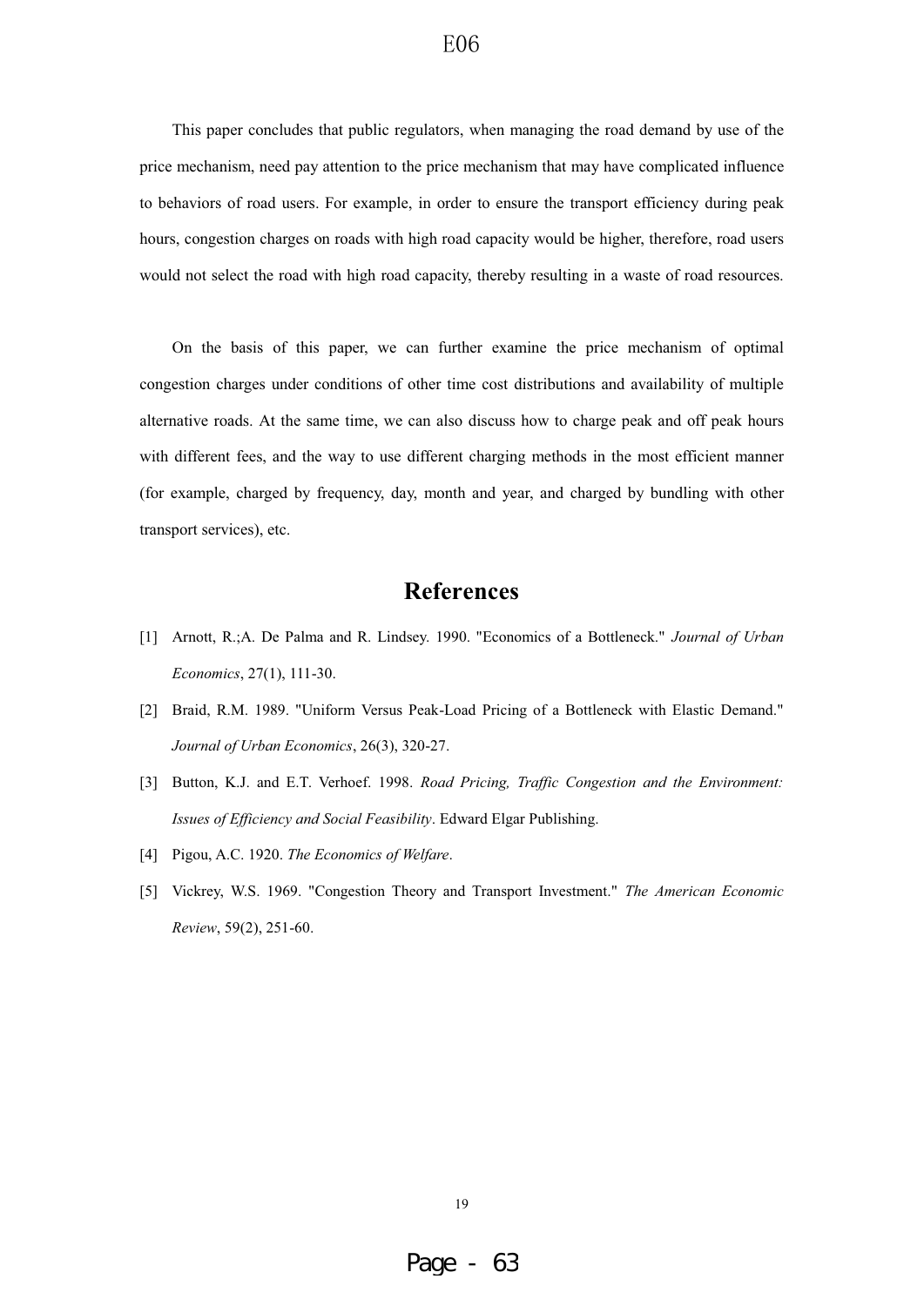This paper concludes that public regulators, when managing the road demand by use of the price mechanism, need pay attention to the price mechanism that may have complicated influence to behaviors of road users. For example, in order to ensure the transport efficiency during peak hours, congestion charges on roads with high road capacity would be higher, therefore, road users would not select the road with high road capacity, thereby resulting in a waste of road resources.

On the basis of this paper, we can further examine the price mechanism of optimal congestion charges under conditions of other time cost distributions and availability of multiple alternative roads. At the same time, we can also discuss how to charge peak and off peak hours with different fees, and the way to use different charging methods in the most efficient manner (for example, charged by frequency, day, month and year, and charged by bundling with other transport services), etc.

## References

[1] Arnott, R.;A. De Palma and R. Lindsey. 1990. "Economics of a Bottleneck." *Journal of Urban Economics*, 27(1), 111-30.

[2] Braid, R.M. 1989. "Uniform Versus Peak-Load Pricing of a Bottleneck with Elastic Demand." *Journal of Urban Economics*, 26(3), 320-27.

[3] Button, K.J. and E.T. Verhoef. 1998. *Road Pricing, Traffic Congestion and the Environment: Issues of Efficiency and Social Feasibility*. Edward Elgar Publishing.

[4] Pigou, A.C. 1920. *The Economics of Welfare*.

[5] Vickrey, W.S. 1969. "Congestion Theory and Transport Investment." *The American Economic Review*, 59(2), 251-60.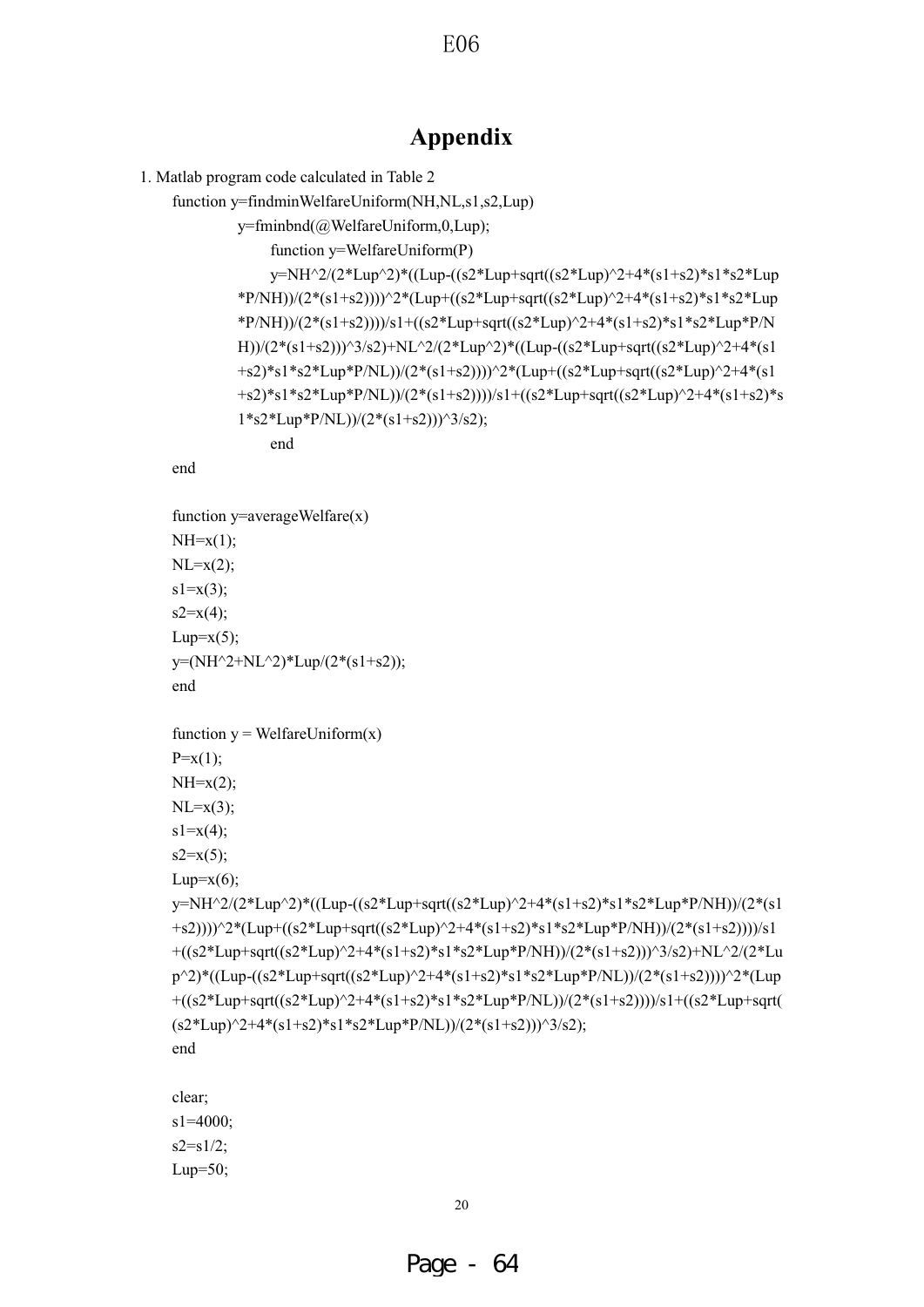# Appendix

1. Matlab program code calculated in Table 2

```
function y=findminWelfareUniform(NH,NL,s1,s2,Lup)
        y=fminbnd(@WelfareUniform,0,Lup);
            function y=WelfareUniform(P)
            y=NH^2/(2*Lup^2)*((Lup-((s2*Lup+sqrt((s2*Lup)^2+4*(s1+s2)*s1*s2*Lup
        *P/NH))/(2*(s1+s2))))^2*(Lup+((s2*Lup+sqrt((s2*Lup)^2+4*(s1+s2)*s1*s2*Lup
        *P/NH))/(2*(s1+s2))))/s1+((s2*Lup+sqrt((s2*Lup)^2+4*(s1+s2)*s1*s2*Lup*P/N
        H))/(2*(s1+s2)))^3/s2)+NL^2/(2*Lup^2)*((Lup-((s2*Lup+sqrt((s2*Lup)^2+4*(s1
        +s2)*s1*s2*Lup*P/NL))/(2*(s1+s2))))^2*(Lup+((s2*Lup+sqrt((s2*Lup)^2+4*(s1
        +s2)*s1*s2*Lup*P/NL))/(2*(s1+s2))))/s1+((s2*Lup+sqrt((s2*Lup)^2+4*(s1+s2)*s
        1*s2*Lup*P/NL))/(2*(s1+s2)))^3/s2);
            end
end

function y=averageWelfare(x)
NH=x(1);
NL=x(2);
s1=x(3);
s2=x(4);
Lup=x(5);
y=(NH^2+NL^2)*Lup/(2*(s1+s2));
end

function y = WelfareUniform(x)
P=x(1);
NH=x(2);
NL=x(3);
s1=x(4);
s2=x(5);
Lup=x(6);
y=NH^2/(2*Lup^2)*((Lup-((s2*Lup+sqrt((s2*Lup)^2+4*(s1+s2)*s1*s2*Lup*P/NH))/(2*(s1
+s2))))^2*(Lup+((s2*Lup+sqrt((s2*Lup)^2+4*(s1+s2)*s1*s2*Lup*P/NH))/(2*(s1+s2))))/s1
+((s2*Lup+sqrt((s2*Lup)^2+4*(s1+s2)*s1*s2*Lup*P/NH))/(2*(s1+s2)))^3/s2)+NL^2/(2*Lu
p^2)*((Lup-((s2*Lup+sqrt((s2*Lup)^2+4*(s1+s2)*s1*s2*Lup*P/NL))/(2*(s1+s2))))^2*(Lup
+((s2*Lup+sqrt((s2*Lup)^2+4*(s1+s2)*s1*s2*Lup*P/NL))/(2*(s1+s2))))/s1+((s2*Lup+sqrt(
(s2*Lup)^2+4*(s1+s2)*s1*s2*Lup*P/NL))/(2*(s1+s2)))^3/s2);
end

clear;
s1=4000;
s2=s1/2;
Lup=50;
```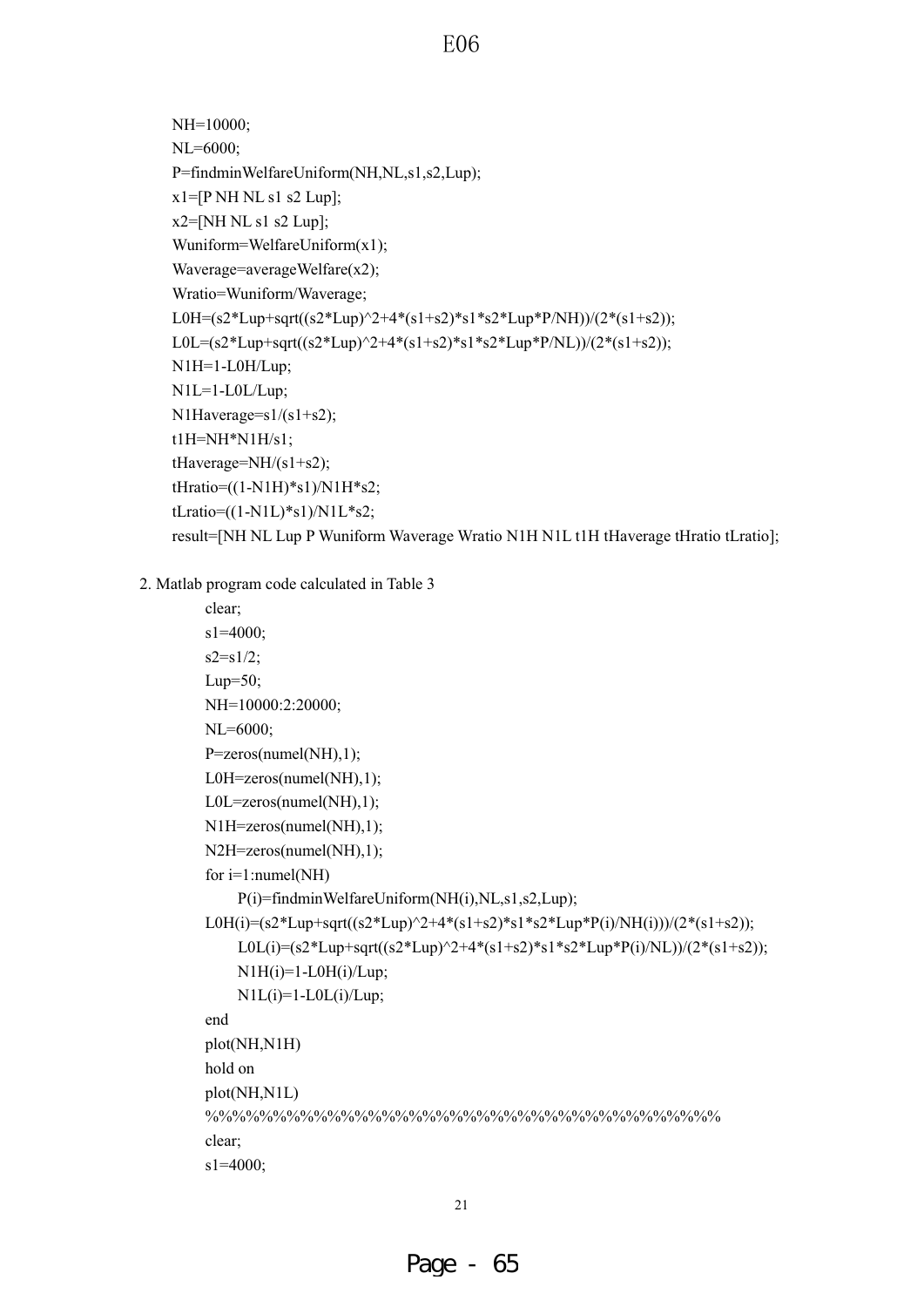```
NH=10000;
NL=6000;
P=findminWelfareUniform(NH,NL,s1,s2,Lup);
x1=[P NH NL s1 s2 Lup];
x2=[NH NL s1 s2 Lup];
Wuniform=WelfareUniform(x1);
Waverage=averageWelfare(x2);
Wratio=Wuniform/Waverage;
L0H=(s2*Lup+sqrt((s2*Lup)^2+4*(s1+s2)*s1*s2*Lup*P/NH))/(2*(s1+s2));
L0L=(s2*Lup+sqrt((s2*Lup)^2+4*(s1+s2)*s1*s2*Lup*P/NL))/(2*(s1+s2));
N1H=1-L0H/Lup;
N1L=1-L0L/Lup;
N1Haverage=s1/(s1+s2);
t1H=NH*N1H/s1;
tHaverage=NH/(s1+s2);
tHratio=((1-N1H)*s1)/N1H*s2;
tLratio=((1-N1L)*s1)/N1L*s2;
result=[NH NL Lup P Wuniform Waverage Wratio N1H N1L t1H tHaverage tHratio tLratio];
```

2. Matlab program code calculated in Table 3

```
clear;
s1=4000;
s2=s1/2;
Lup=50;
NH=10000:2:20000;
NL=6000;
P=zeros(numel(NH),1);
L0H=zeros(numel(NH),1);
L0L=zeros(numel(NH),1);
N1H=zeros(numel(NH),1);
N2H=zeros(numel(NH),1);
for i=1:numel(NH)
      P(i)=findminWelfareUniform(NH(i),NL,s1,s2,Lup);
L0H(i)=(s2*Lup+sqrt((s2*Lup)^2+4*(s1+s2)*s1*s2*Lup*P(i)/NH(i)))/(2*(s1+s2));
      L0L(i)=(s2*Lup+sqrt((s2*Lup)^2+4*(s1+s2)*s1*s2*Lup*P(i)/NL))/(2*(s1+s2));
      N1H(i)=1-L0H(i)/Lup;
      N1L(i)=1-L0L(i)/Lup;
end
plot(NH,N1H)
hold on
plot(NH,N1L)
%%%%%%%%%%%%%%%%%%%%%%%%%%%%%%%%%%%%%%%%%%
clear;
s1=4000;
```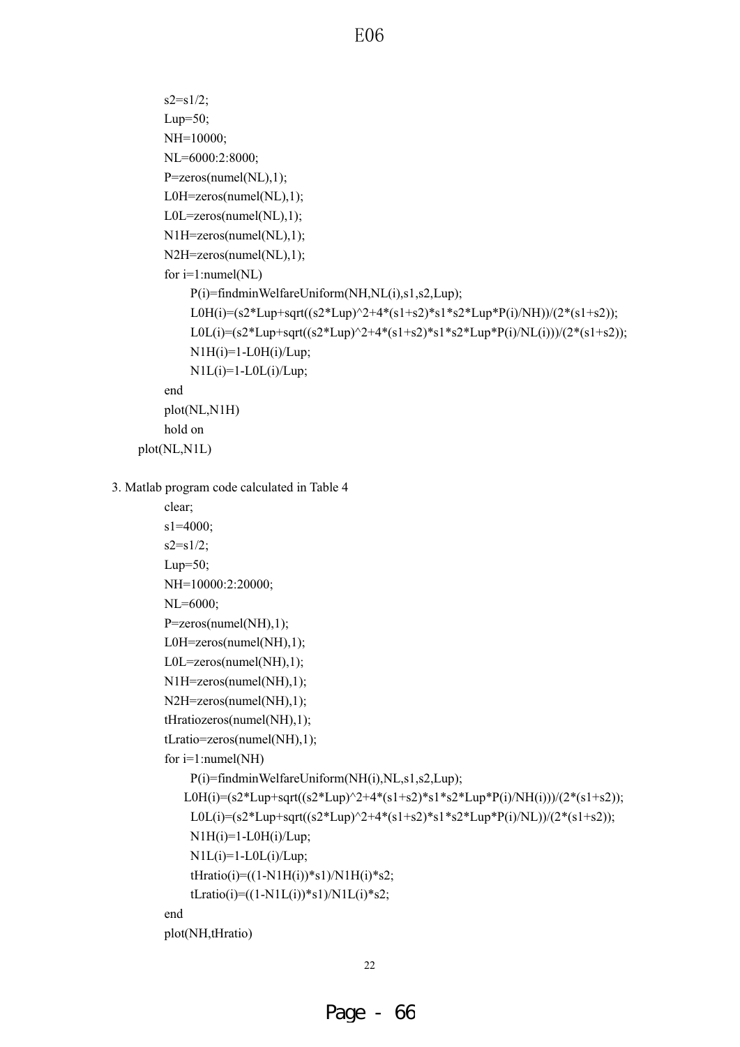```
s2=s1/2;
Lup=50;
NH=10000;
NL=6000:2:8000;
P=zeros(numel(NL),1);
L0H=zeros(numel(NL),1);
L0L=zeros(numel(NL),1);
N1H=zeros(numel(NL),1);
N2H=zeros(numel(NL),1);
for i=1:numel(NL)
    P(i)=findminWelfareUniform(NH,NL(i),s1,s2,Lup);
    L0H(i)=(s2*Lup+sqrt((s2*Lup)^2+4*(s1+s2)*s1*s2*Lup*P(i)/NH))/(2*(s1+s2));
    L0L(i)=(s2*Lup+sqrt((s2*Lup)^2+4*(s1+s2)*s1*s2*Lup*P(i)/NL(i)))/(2*(s1+s2));
    N1H(i)=1-L0H(i)/Lup;
    N1L(i)=1-L0L(i)/Lup;
end
plot(NL,N1H)
hold on
plot(NL,N1L)
```

3. Matlab program code calculated in Table 4

```
clear;
s1=4000;
s2=s1/2;
Lup=50;
NH=10000:2:20000;
NL=6000;
P=zeros(numel(NH),1);
L0H=zeros(numel(NH),1);
L0L=zeros(numel(NH),1);
N1H=zeros(numel(NH),1);
N2H=zeros(numel(NH),1);
tHratiozeros(numel(NH),1);
tLratio=zeros(numel(NH),1);
for i=1:numel(NH)
    P(i)=findminWelfareUniform(NH(i),NL,s1,s2,Lup);
    L0H(i)=(s2*Lup+sqrt((s2*Lup)^2+4*(s1+s2)*s1*s2*Lup*P(i)/NH(i)))/(2*(s1+s2));
    L0L(i)=(s2*Lup+sqrt((s2*Lup)^2+4*(s1+s2)*s1*s2*Lup*P(i)/NL))/(2*(s1+s2));
    N1H(i)=1-L0H(i)/Lup;
    N1L(i)=1-L0L(i)/Lup;
    tHratio(i)=((1-N1H(i))*s1)/N1H(i)*s2;
    tLratio(i)=((1-N1L(i))*s1)/N1L(i)*s2;
end
plot(NH,tHratio)
```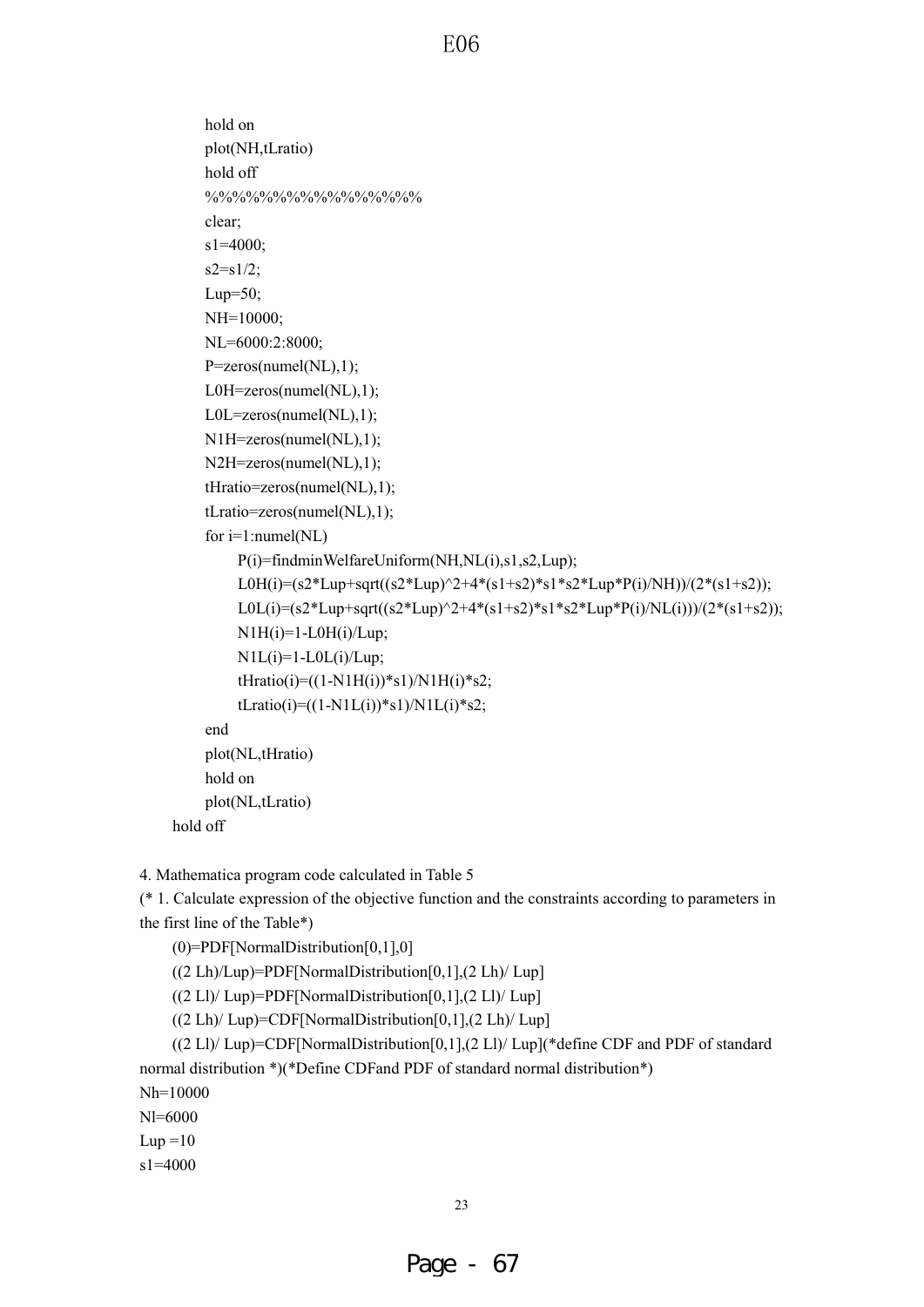```
hold on
plot(NH,tLratio)
hold off
%%%%%%%%%%%%%%%%
clear;
s1=4000;
s2=s1/2;
Lup=50;
NH=10000;
NL=6000:2:8000;
P=zeros(numel(NL),1);
L0H=zeros(numel(NL),1);
L0L=zeros(numel(NL),1);
N1H=zeros(numel(NL),1);
N2H=zeros(numel(NL),1);
tHratio=zeros(numel(NL),1);
tLratio=zeros(numel(NL),1);
for i=1:numel(NL)
      P(i)=findminWelfareUniform(NH,NL(i),s1,s2,Lup);
      L0H(i)=(s2*Lup+sqrt((s2*Lup)^2+4*(s1+s2)*s1*s2*Lup*P(i)/NH))/(2*(s1+s2));
      L0L(i)=(s2*Lup+sqrt((s2*Lup)^2+4*(s1+s2)*s1*s2*Lup*P(i)/NL(i)))/(2*(s1+s2));
      N1H(i)=1-L0H(i)/Lup;
      N1L(i)=1-L0L(i)/Lup;
      tHratio(i)=((1-N1H(i))*s1)/N1H(i)*s2;
      tLratio(i)=((1-N1L(i))*s1)/N1L(i)*s2;
end
plot(NL,tHratio)
hold on
plot(NL,tLratio)
hold off
```

4. Mathematica program code calculated in Table 5

```
(* 1. Calculate expression of the objective function and the constraints according to parameters in the first line of the Table*)
    (0)=PDF[NormalDistribution[0,1],0]
    ((2 Lh)/Lup)=PDF[NormalDistribution[0,1],(2 Lh)/ Lup]
    ((2 Ll)/ Lup)=PDF[NormalDistribution[0,1],(2 Ll)/ Lup]
    ((2 Lh)/ Lup)=CDF[NormalDistribution[0,1],(2 Lh)/ Lup]
    ((2 Ll)/ Lup)=CDF[NormalDistribution[0,1],(2 Ll)/ Lup](*define CDF and PDF of standard normal distribution *)(*Define CDFand PDF of standard normal distribution*)
Nh=10000
Nl=6000
Lup =10
s1=4000
```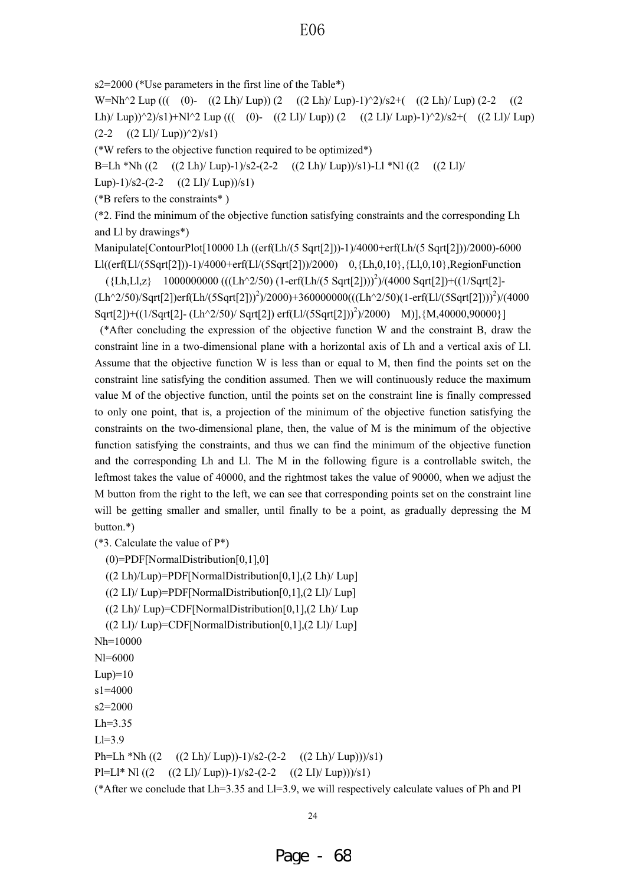s2=2000 (*Use parameters in the first line of the Table*)

W=Nh^2 Lup (((  (0)-  ((2 Lh)/ Lup)) (2  ((2 Lh)/ Lup)-1)^2)/s2+(  ((2 Lh)/ Lup) (2-2  ((2 Lh)/ Lup))^2)/s1)+Nl^2 Lup (((  (0)-  ((2 Ll)/ Lup)) (2  ((2 Ll)/ Lup)-1)^2)/s2+(  ((2 Ll)/ Lup) (2-2  ((2 Ll)/ Lup))^2)/s1)

(*W refers to the objective function required to be optimized*)

B=Lh *Nh ((2  ((2 Lh)/ Lup)-1)/s2-(2-2  ((2 Lh)/ Lup))/s1)-Ll *Nl ((2  ((2 Ll)/ Lup)-1)/s2-(2-2  ((2 Ll)/ Lup))/s1)

(*B refers to the constraints* )

(*2. Find the minimum of the objective function satisfying constraints and the corresponding Lh and Ll by drawings*)

Manipulate[ContourPlot[10000 Lh ((erf(Lh/(5 Sqrt[2]))-1)/4000+erf(Lh/(5 Sqrt[2]))/2000)-6000 Ll((erf(Ll/(5Sqrt[2]))-1)/4000+erf(Ll/(5Sqrt[2]))/2000)  0,{Lh,0,10},{Ll,0,10},RegionFunction  ({Lh,Ll,z}  1000000000 (((Lh^2/50) (1-erf(Lh/(5 Sqrt[2])))$^2$)/(4000 Sqrt[2])+((1/Sqrt[2]-(Lh^2/50)/Sqrt[2])erf(Lh/(5Sqrt[2]))$^2$)/2000)+360000000(((Lh^2/50)(1-erf(Ll/(5Sqrt[2])))$^2$)/(4000 Sqrt[2])+((1/Sqrt[2]- (Lh^2/50)/ Sqrt[2]) erf(Ll/(5Sqrt[2]))$^2$)/2000)  M)],{M,40000,90000}]

(*After concluding the expression of the objective function W and the constraint B, draw the constraint line in a two-dimensional plane with a horizontal axis of Lh and a vertical axis of Ll. Assume that the objective function W is less than or equal to M, then find the points set on the constraint line satisfying the condition assumed. Then we will continuously reduce the maximum value M of the objective function, until the points set on the constraint line is finally compressed to only one point, that is, a projection of the minimum of the objective function satisfying the constraints on the two-dimensional plane, then, the value of M is the minimum of the objective function satisfying the constraints, and thus we can find the minimum of the objective function and the corresponding Lh and Ll. The M in the following figure is a controllable switch, the leftmost takes the value of 40000, and the rightmost takes the value of 90000, when we adjust the M button from the right to the left, we can see that corresponding points set on the constraint line will be getting smaller and smaller, until finally to be a point, as gradually depressing the M button.*)

(*3. Calculate the value of P*)

(0)=PDF[NormalDistribution[0,1],0]

((2 Lh)/Lup)=PDF[NormalDistribution[0,1],(2 Lh)/ Lup]

((2 Ll)/ Lup)=PDF[NormalDistribution[0,1],(2 Ll)/ Lup]

((2 Lh)/ Lup)=CDF[NormalDistribution[0,1],(2 Lh)/ Lup

((2 Ll)/ Lup)=CDF[NormalDistribution[0,1],(2 Ll)/ Lup]

Nh=10000

Nl=6000

Lup)=10

s1=4000

s2=2000

Lh=3.35

Ll=3.9

Ph=Lh *Nh ((2  ((2 Lh)/ Lup))-1)/s2-(2-2  ((2 Lh)/ Lup)))/s1)

Pl=Ll* Nl ((2  ((2 Ll)/ Lup))-1)/s2-(2-2  ((2 Ll)/ Lup)))/s1)

(*After we conclude that Lh=3.35 and Ll=3.9, we will respectively calculate values of Ph and Pl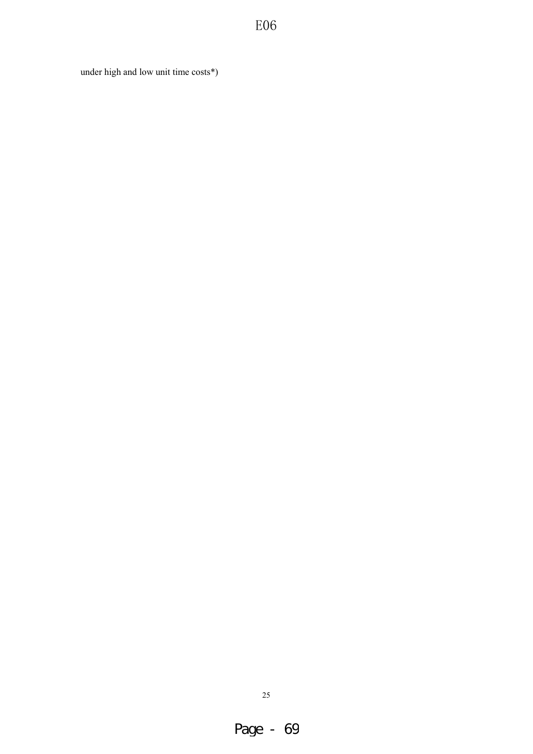under high and low unit time costs*)